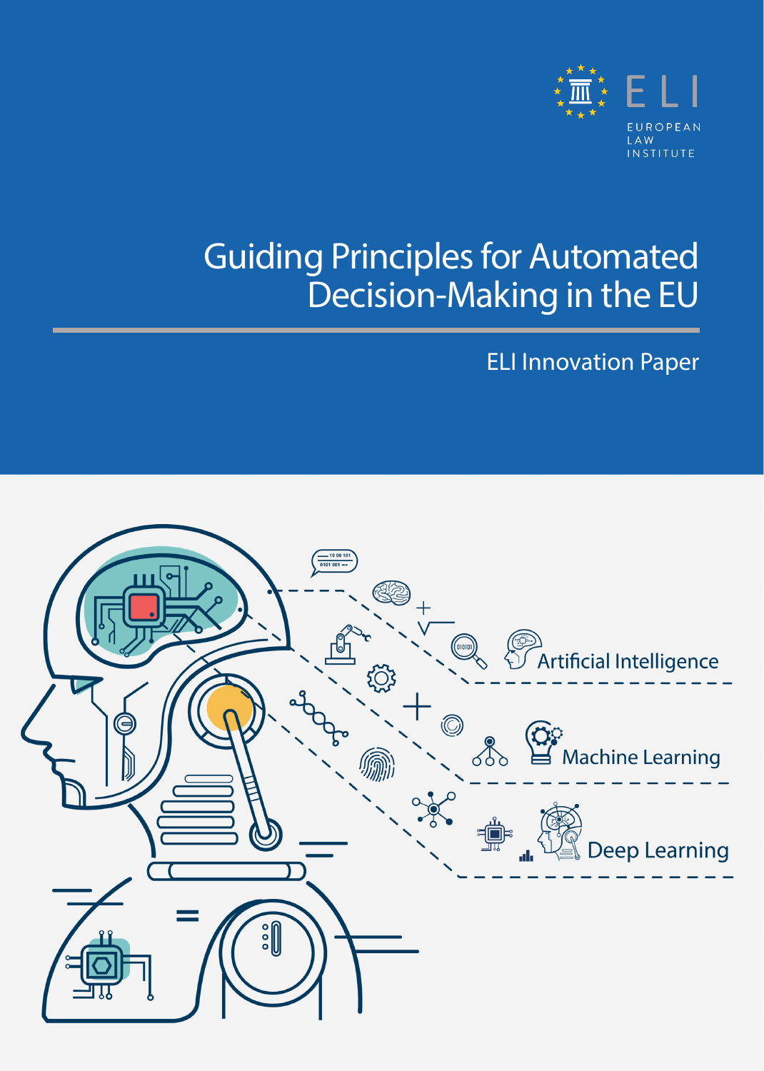ELI

EUROPEAN LAW INSTITUTE

# Guiding Principles for Automated Decision-Making in the EU

ELI Innovation Paper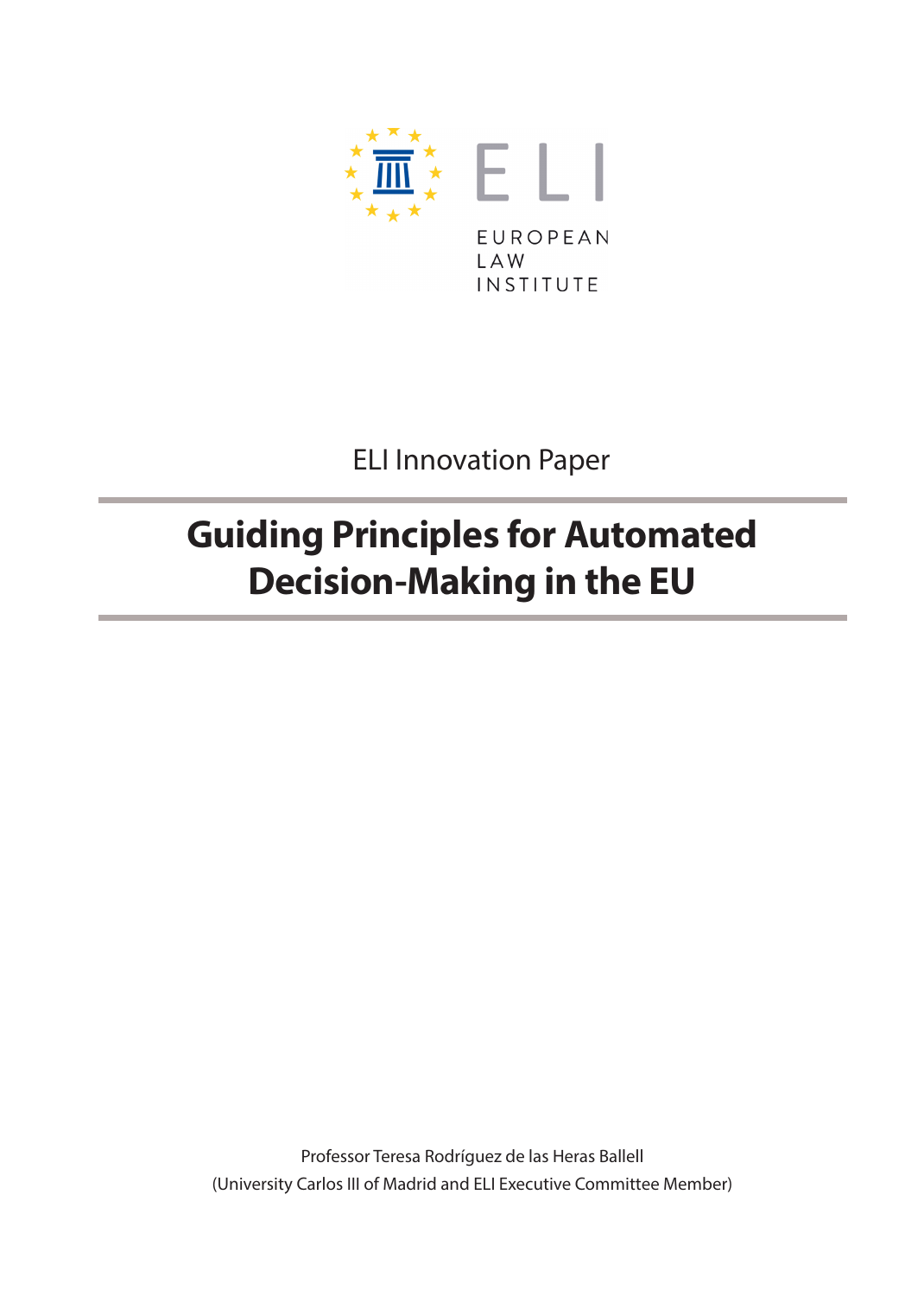EUROPEAN LAW INSTITUTE

ELI Innovation Paper

# Guiding Principles for Automated Decision-Making in the EU

Professor Teresa Rodríguez de las Heras Ballell
(University Carlos III of Madrid and ELI Executive Committee Member)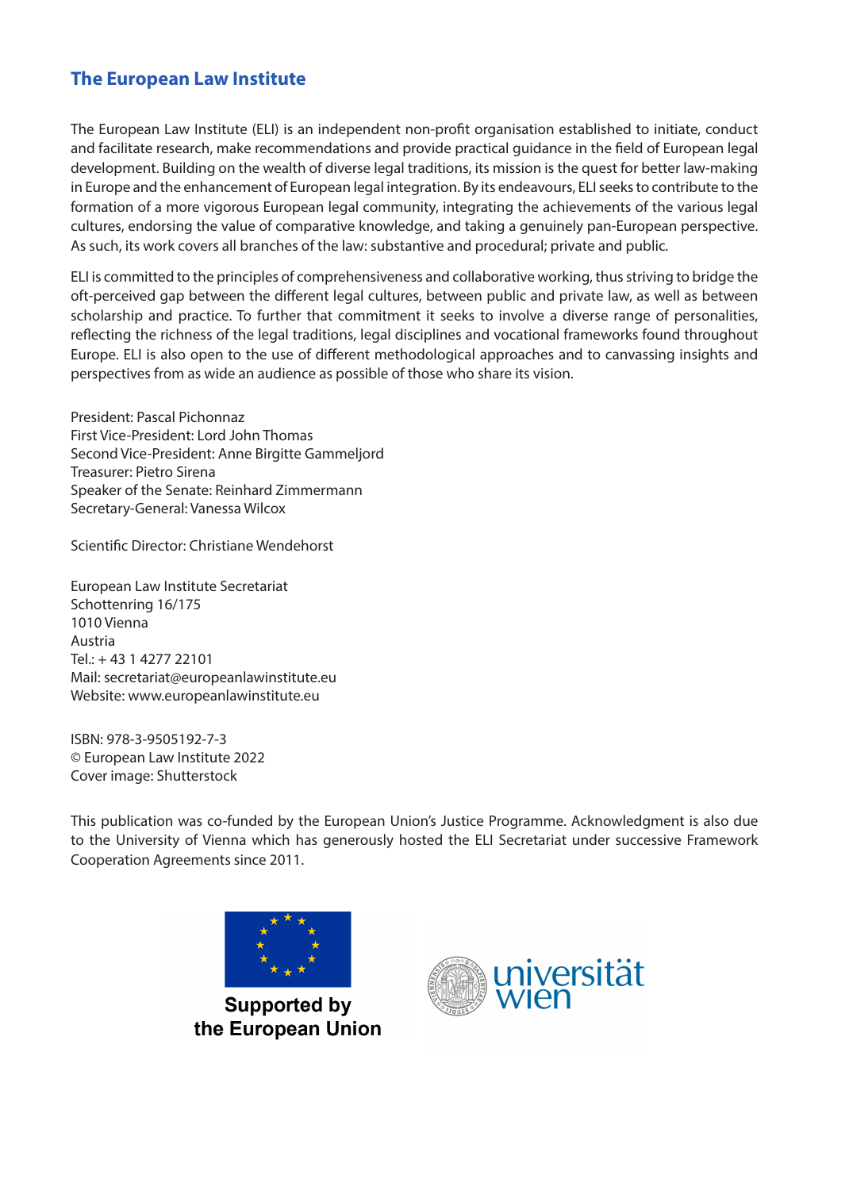## The European Law Institute

The European Law Institute (ELI) is an independent non-profit organisation established to initiate, conduct and facilitate research, make recommendations and provide practical guidance in the field of European legal development. Building on the wealth of diverse legal traditions, its mission is the quest for better law-making in Europe and the enhancement of European legal integration. By its endeavours, ELI seeks to contribute to the formation of a more vigorous European legal community, integrating the achievements of the various legal cultures, endorsing the value of comparative knowledge, and taking a genuinely pan-European perspective. As such, its work covers all branches of the law: substantive and procedural; private and public.

ELI is committed to the principles of comprehensiveness and collaborative working, thus striving to bridge the oft-perceived gap between the different legal cultures, between public and private law, as well as between scholarship and practice. To further that commitment it seeks to involve a diverse range of personalities, reflecting the richness of the legal traditions, legal disciplines and vocational frameworks found throughout Europe. ELI is also open to the use of different methodological approaches and to canvassing insights and perspectives from as wide an audience as possible of those who share its vision.

President: Pascal Pichonnaz
First Vice-President: Lord John Thomas
Second Vice-President: Anne Birgitte Gammeljord
Treasurer: Pietro Sirena
Speaker of the Senate: Reinhard Zimmermann
Secretary-General: Vanessa Wilcox

Scientific Director: Christiane Wendehorst

European Law Institute Secretariat
Schottenring 16/175
1010 Vienna
Austria
Tel.: + 43 1 4277 22101
Mail: secretariat@europeanlawinstitute.eu
Website: www.europeanlawinstitute.eu

ISBN: 978-3-9505192-7-3
© European Law Institute 2022
Cover image: Shutterstock

This publication was co-funded by the European Union's Justice Programme. Acknowledgment is also due to the University of Vienna which has generously hosted the ELI Secretariat under successive Framework Cooperation Agreements since 2011.

Supported by the European Union

universität wien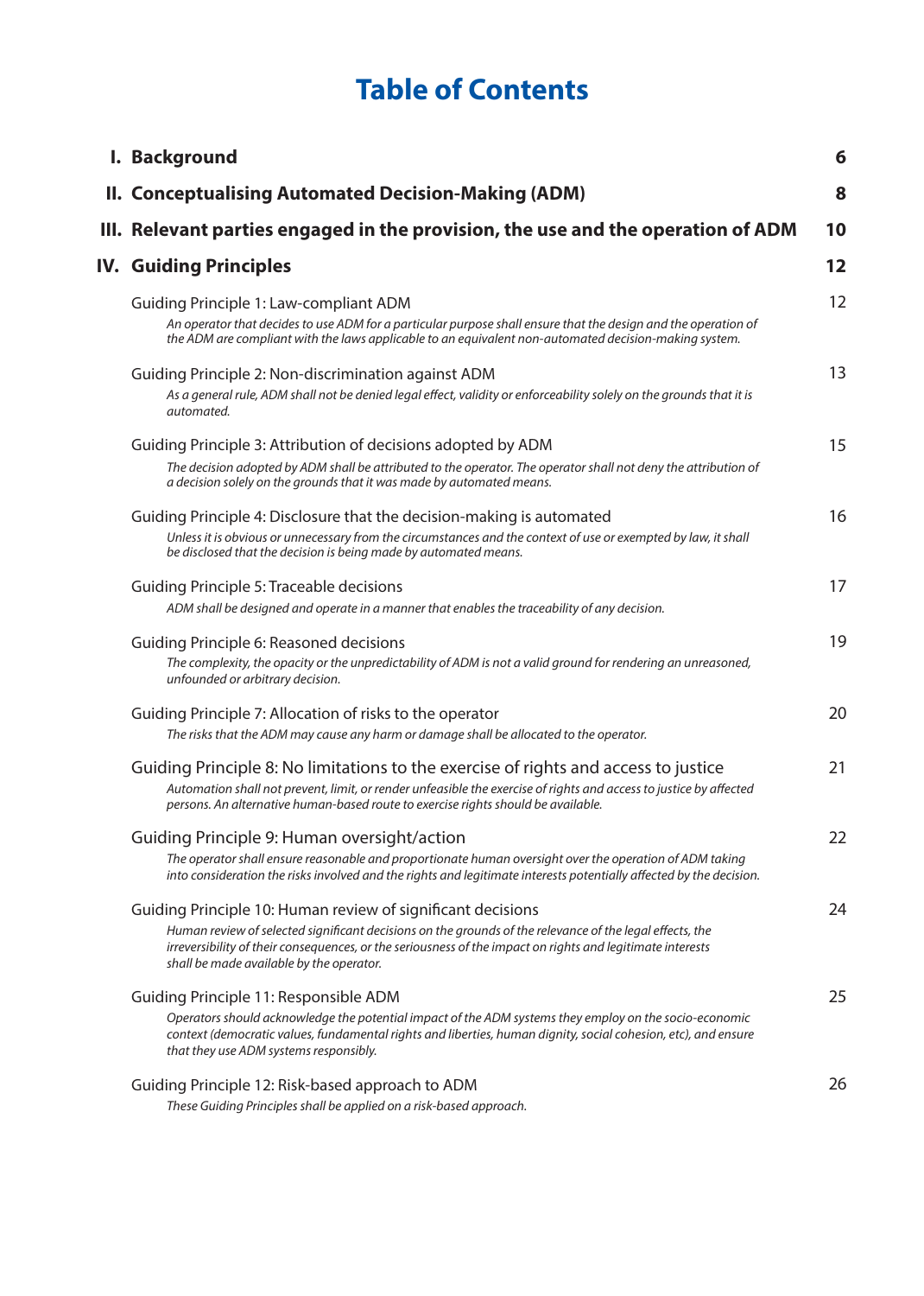# Table of Contents

| | |
|---|---|
| **I. Background** | **6** |
| **II. Conceptualising Automated Decision-Making (ADM)** | **8** |
| **III. Relevant parties engaged in the provision, the use and the operation of ADM** | **10** |
| **IV. Guiding Principles** | **12** |
| Guiding Principle 1: Law-compliant ADM<br>*An operator that decides to use ADM for a particular purpose shall ensure that the design and the operation of the ADM are compliant with the laws applicable to an equivalent non-automated decision-making system.* | 12 |
| Guiding Principle 2: Non-discrimination against ADM<br>*As a general rule, ADM shall not be denied legal effect, validity or enforceability solely on the grounds that it is automated.* | 13 |
| Guiding Principle 3: Attribution of decisions adopted by ADM<br>*The decision adopted by ADM shall be attributed to the operator. The operator shall not deny the attribution of a decision solely on the grounds that it was made by automated means.* | 15 |
| Guiding Principle 4: Disclosure that the decision-making is automated<br>*Unless it is obvious or unnecessary from the circumstances and the context of use or exempted by law, it shall be disclosed that the decision is being made by automated means.* | 16 |
| Guiding Principle 5: Traceable decisions<br>*ADM shall be designed and operate in a manner that enables the traceability of any decision.* | 17 |
| Guiding Principle 6: Reasoned decisions<br>*The complexity, the opacity or the unpredictability of ADM is not a valid ground for rendering an unreasoned, unfounded or arbitrary decision.* | 19 |
| Guiding Principle 7: Allocation of risks to the operator<br>*The risks that the ADM may cause any harm or damage shall be allocated to the operator.* | 20 |
| Guiding Principle 8: No limitations to the exercise of rights and access to justice<br>*Automation shall not prevent, limit, or render unfeasible the exercise of rights and access to justice by affected persons. An alternative human-based route to exercise rights should be available.* | 21 |
| Guiding Principle 9: Human oversight/action<br>*The operator shall ensure reasonable and proportionate human oversight over the operation of ADM taking into consideration the risks involved and the rights and legitimate interests potentially affected by the decision.* | 22 |
| Guiding Principle 10: Human review of significant decisions<br>*Human review of selected significant decisions on the grounds of the relevance of the legal effects, the irreversibility of their consequences, or the seriousness of the impact on rights and legitimate interests shall be made available by the operator.* | 24 |
| Guiding Principle 11: Responsible ADM<br>*Operators should acknowledge the potential impact of the ADM systems they employ on the socio-economic context (democratic values, fundamental rights and liberties, human dignity, social cohesion, etc), and ensure that they use ADM systems responsibly.* | 25 |
| Guiding Principle 12: Risk-based approach to ADM<br>*These Guiding Principles shall be applied on a risk-based approach.* | 26 |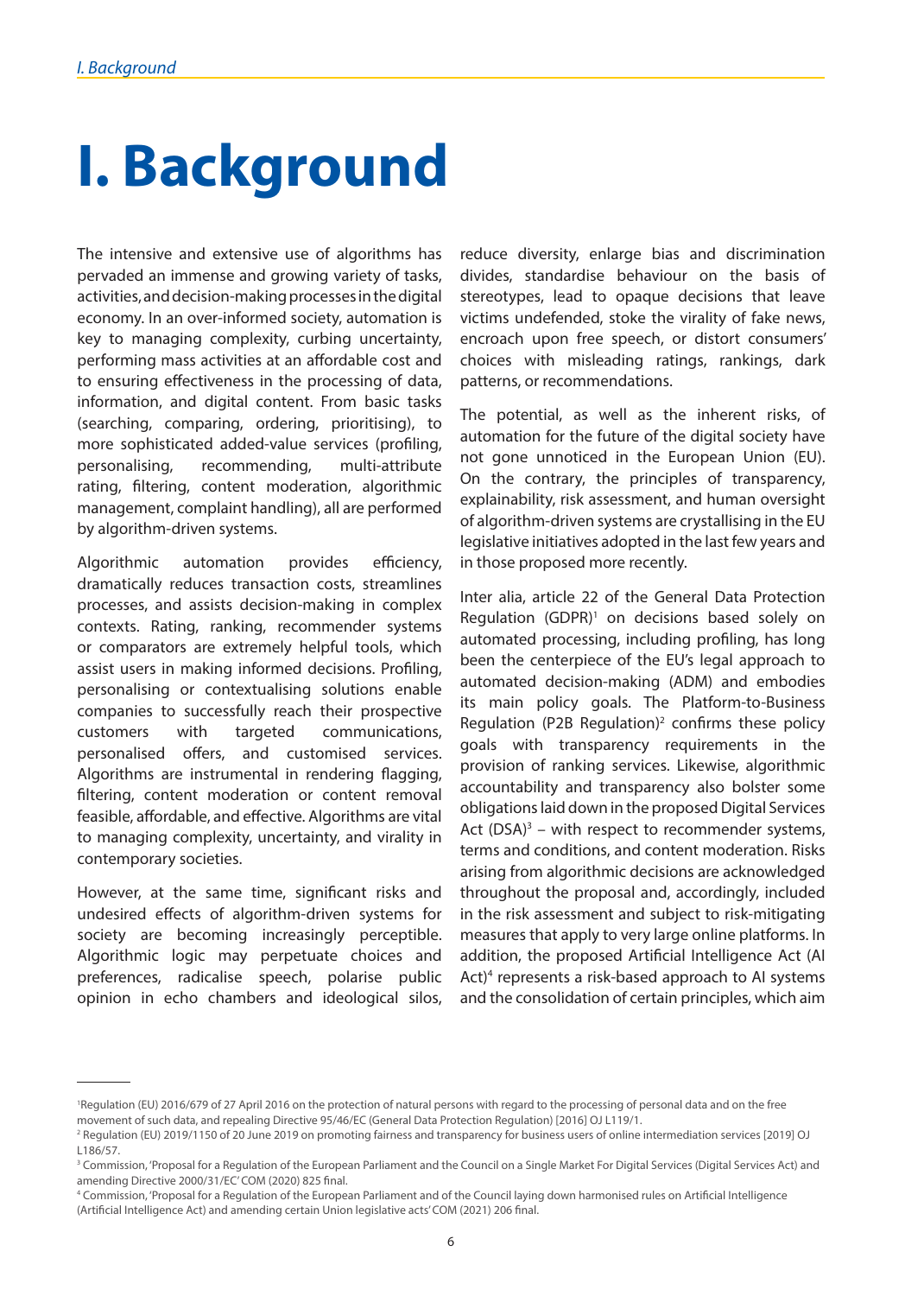// Converted to markdown
# I. Background

The intensive and extensive use of algorithms has pervaded an immense and growing variety of tasks, activities, and decision-making processes in the digital economy. In an over-informed society, automation is key to managing complexity, curbing uncertainty, performing mass activities at an affordable cost and to ensuring effectiveness in the processing of data, information, and digital content. From basic tasks (searching, comparing, ordering, prioritising), to more sophisticated added-value services (profiling, personalising, recommending, multi-attribute rating, filtering, content moderation, algorithmic management, complaint handling), all are performed by algorithm-driven systems.

Algorithmic automation provides efficiency, dramatically reduces transaction costs, streamlines processes, and assists decision-making in complex contexts. Rating, ranking, recommender systems or comparators are extremely helpful tools, which assist users in making informed decisions. Profiling, personalising or contextualising solutions enable companies to successfully reach their prospective customers with targeted communications, personalised offers, and customised services. Algorithms are instrumental in rendering flagging, filtering, content moderation or content removal feasible, affordable, and effective. Algorithms are vital to managing complexity, uncertainty, and virality in contemporary societies.

However, at the same time, significant risks and undesired effects of algorithm-driven systems for society are becoming increasingly perceptible. Algorithmic logic may perpetuate choices and preferences, radicalise speech, polarise public opinion in echo chambers and ideological silos, reduce diversity, enlarge bias and discrimination divides, standardise behaviour on the basis of stereotypes, lead to opaque decisions that leave victims undefended, stoke the virality of fake news, encroach upon free speech, or distort consumers' choices with misleading ratings, rankings, dark patterns, or recommendations.

The potential, as well as the inherent risks, of automation for the future of the digital society have not gone unnoticed in the European Union (EU). On the contrary, the principles of transparency, explainability, risk assessment, and human oversight of algorithm-driven systems are crystallising in the EU legislative initiatives adopted in the last few years and in those proposed more recently.

Inter alia, article 22 of the General Data Protection Regulation (GDPR)[1] on decisions based solely on automated processing, including profiling, has long been the centerpiece of the EU's legal approach to automated decision-making (ADM) and embodies its main policy goals. The Platform-to-Business Regulation (P2B Regulation)[2] confirms these policy goals with transparency requirements in the provision of ranking services. Likewise, algorithmic accountability and transparency also bolster some obligations laid down in the proposed Digital Services Act (DSA)[3] – with respect to recommender systems, terms and conditions, and content moderation. Risks arising from algorithmic decisions are acknowledged throughout the proposal and, accordingly, included in the risk assessment and subject to risk-mitigating measures that apply to very large online platforms. In addition, the proposed Artificial Intelligence Act (AI Act)[4] represents a risk-based approach to AI systems and the consolidation of certain principles, which aim

---

[1] Regulation (EU) 2016/679 of 27 April 2016 on the protection of natural persons with regard to the processing of personal data and on the free movement of such data, and repealing Directive 95/46/EC (General Data Protection Regulation) [2016] OJ L119/1.

[2] Regulation (EU) 2019/1150 of 20 June 2019 on promoting fairness and transparency for business users of online intermediation services [2019] OJ L186/57.

[3] Commission, 'Proposal for a Regulation of the European Parliament and the Council on a Single Market For Digital Services (Digital Services Act) and amending Directive 2000/31/EC' COM (2020) 825 final.

[4] Commission, 'Proposal for a Regulation of the European Parliament and of the Council laying down harmonised rules on Artificial Intelligence (Artificial Intelligence Act) and amending certain Union legislative acts' COM (2021) 206 final.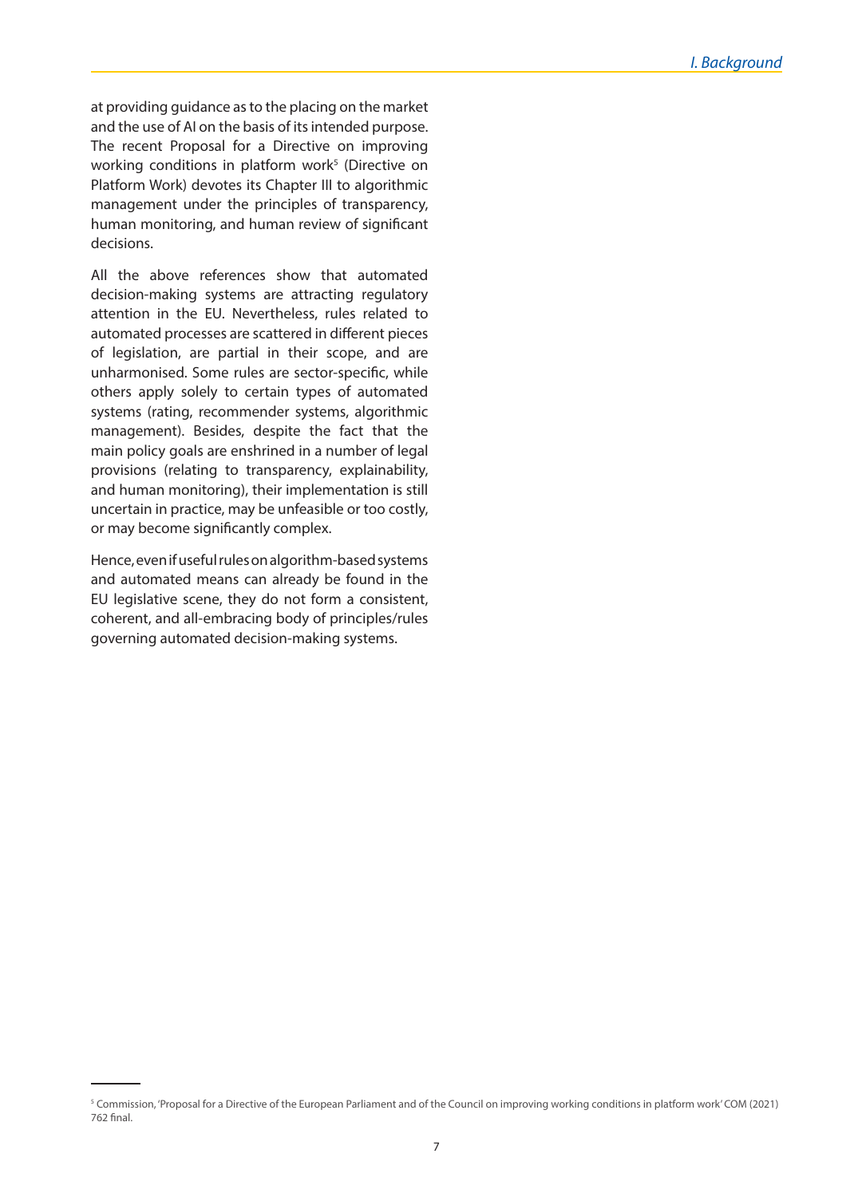at providing guidance as to the placing on the market and the use of AI on the basis of its intended purpose. The recent Proposal for a Directive on improving working conditions in platform work[5] (Directive on Platform Work) devotes its Chapter III to algorithmic management under the principles of transparency, human monitoring, and human review of significant decisions.

All the above references show that automated decision-making systems are attracting regulatory attention in the EU. Nevertheless, rules related to automated processes are scattered in different pieces of legislation, are partial in their scope, and are unharmonised. Some rules are sector-specific, while others apply solely to certain types of automated systems (rating, recommender systems, algorithmic management). Besides, despite the fact that the main policy goals are enshrined in a number of legal provisions (relating to transparency, explainability, and human monitoring), their implementation is still uncertain in practice, may be unfeasible or too costly, or may become significantly complex.

Hence, even if useful rules on algorithm-based systems and automated means can already be found in the EU legislative scene, they do not form a consistent, coherent, and all-embracing body of principles/rules governing automated decision-making systems.

[5] Commission, 'Proposal for a Directive of the European Parliament and of the Council on improving working conditions in platform work' COM (2021) 762 final.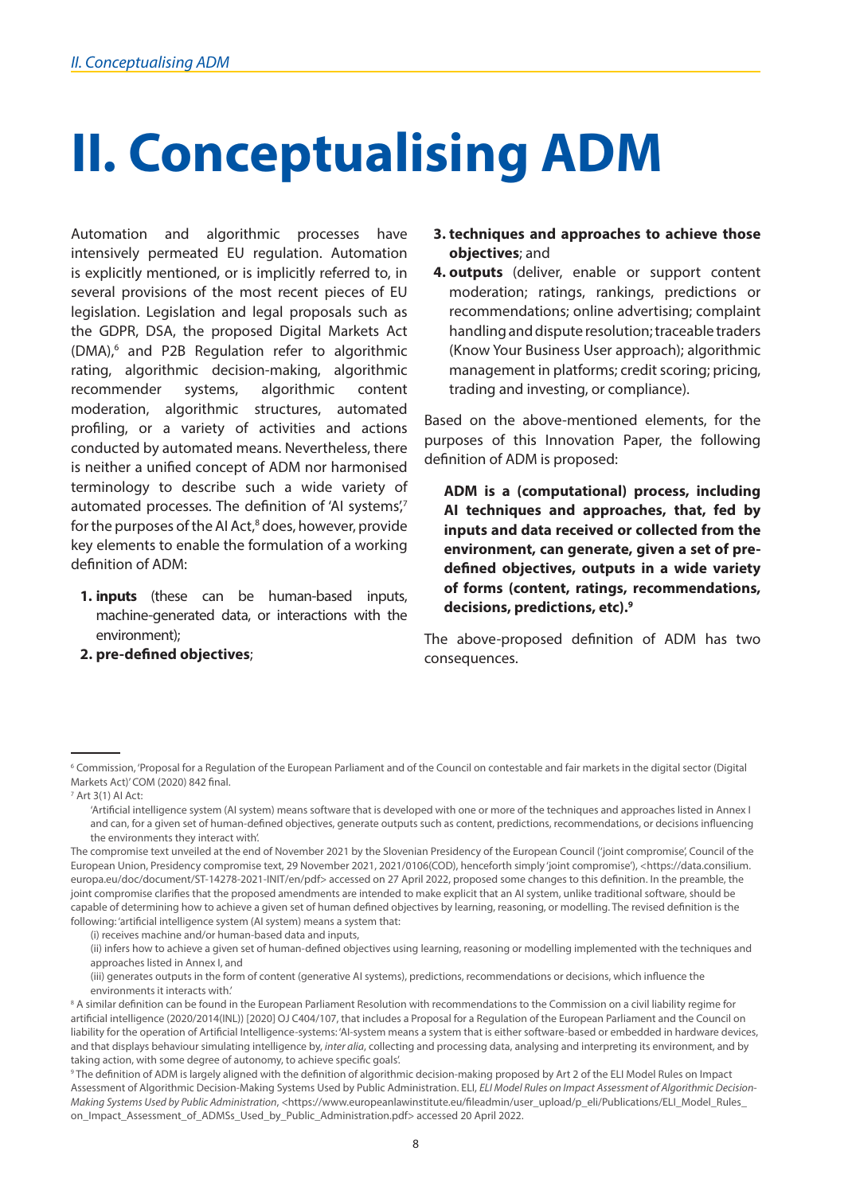# II. Conceptualising ADM

Automation and algorithmic processes have intensively permeated EU regulation. Automation is explicitly mentioned, or is implicitly referred to, in several provisions of the most recent pieces of EU legislation. Legislation and legal proposals such as the GDPR, DSA, the proposed Digital Markets Act (DMA),[6] and P2B Regulation refer to algorithmic rating, algorithmic decision-making, algorithmic recommender systems, algorithmic content moderation, algorithmic structures, automated profiling, or a variety of activities and actions conducted by automated means. Nevertheless, there is neither a unified concept of ADM nor harmonised terminology to describe such a wide variety of automated processes. The definition of 'AI systems',[7] for the purposes of the AI Act,[8] does, however, provide key elements to enable the formulation of a working definition of ADM:

1. **inputs** (these can be human-based inputs, machine-generated data, or interactions with the environment);
2. **pre-defined objectives**;
3. **techniques and approaches to achieve those objectives**; and
4. **outputs** (deliver, enable or support content moderation; ratings, rankings, predictions or recommendations; online advertising; complaint handling and dispute resolution; traceable traders (Know Your Business User approach); algorithmic management in platforms; credit scoring; pricing, trading and investing, or compliance).

Based on the above-mentioned elements, for the purposes of this Innovation Paper, the following definition of ADM is proposed:

> **ADM is a (computational) process, including AI techniques and approaches, that, fed by inputs and data received or collected from the environment, can generate, given a set of pre-defined objectives, outputs in a wide variety of forms (content, ratings, recommendations, decisions, predictions, etc).[9]**

The above-proposed definition of ADM has two consequences.

---

[6] Commission, 'Proposal for a Regulation of the European Parliament and of the Council on contestable and fair markets in the digital sector (Digital Markets Act)' COM (2020) 842 final.

[7] Art 3(1) AI Act:

> 'Artificial intelligence system (AI system) means software that is developed with one or more of the techniques and approaches listed in Annex I and can, for a given set of human-defined objectives, generate outputs such as content, predictions, recommendations, or decisions influencing the environments they interact with'.

The compromise text unveiled at the end of November 2021 by the Slovenian Presidency of the European Council ('joint compromise', Council of the European Union, Presidency compromise text, 29 November 2021, 2021/0106(COD), henceforth simply 'joint compromise'), <https://data.consilium.europa.eu/doc/document/ST-14278-2021-INIT/en/pdf> accessed on 27 April 2022, proposed some changes to this definition. In the preamble, the joint compromise clarifies that the proposed amendments are intended to make explicit that an AI system, unlike traditional software, should be capable of determining how to achieve a given set of human defined objectives by learning, reasoning, or modelling. The revised definition is the following: 'artificial intelligence system (AI system) means a system that:

> (i) receives machine and/or human-based data and inputs,
>
> (ii) infers how to achieve a given set of human-defined objectives using learning, reasoning or modelling implemented with the techniques and approaches listed in Annex I, and
>
> (iii) generates outputs in the form of content (generative AI systems), predictions, recommendations or decisions, which influence the environments it interacts with.'

[8] A similar definition can be found in the European Parliament Resolution with recommendations to the Commission on a civil liability regime for artificial intelligence (2020/2014(INL)) [2020] OJ C404/107, that includes a Proposal for a Regulation of the European Parliament and the Council on liability for the operation of Artificial Intelligence-systems: 'AI-system means a system that is either software-based or embedded in hardware devices, and that displays behaviour simulating intelligence by, *inter alia*, collecting and processing data, analysing and interpreting its environment, and by taking action, with some degree of autonomy, to achieve specific goals'.

[9] The definition of ADM is largely aligned with the definition of algorithmic decision-making proposed by Art 2 of the ELI Model Rules on Impact Assessment of Algorithmic Decision-Making Systems Used by Public Administration. ELI, *ELI Model Rules on Impact Assessment of Algorithmic Decision-Making Systems Used by Public Administration*, <https://www.europeanlawinstitute.eu/fileadmin/user_upload/p_eli/Publications/ELI_Model_Rules_on_Impact_Assessment_of_ADMSs_Used_by_Public_Administration.pdf> accessed 20 April 2022.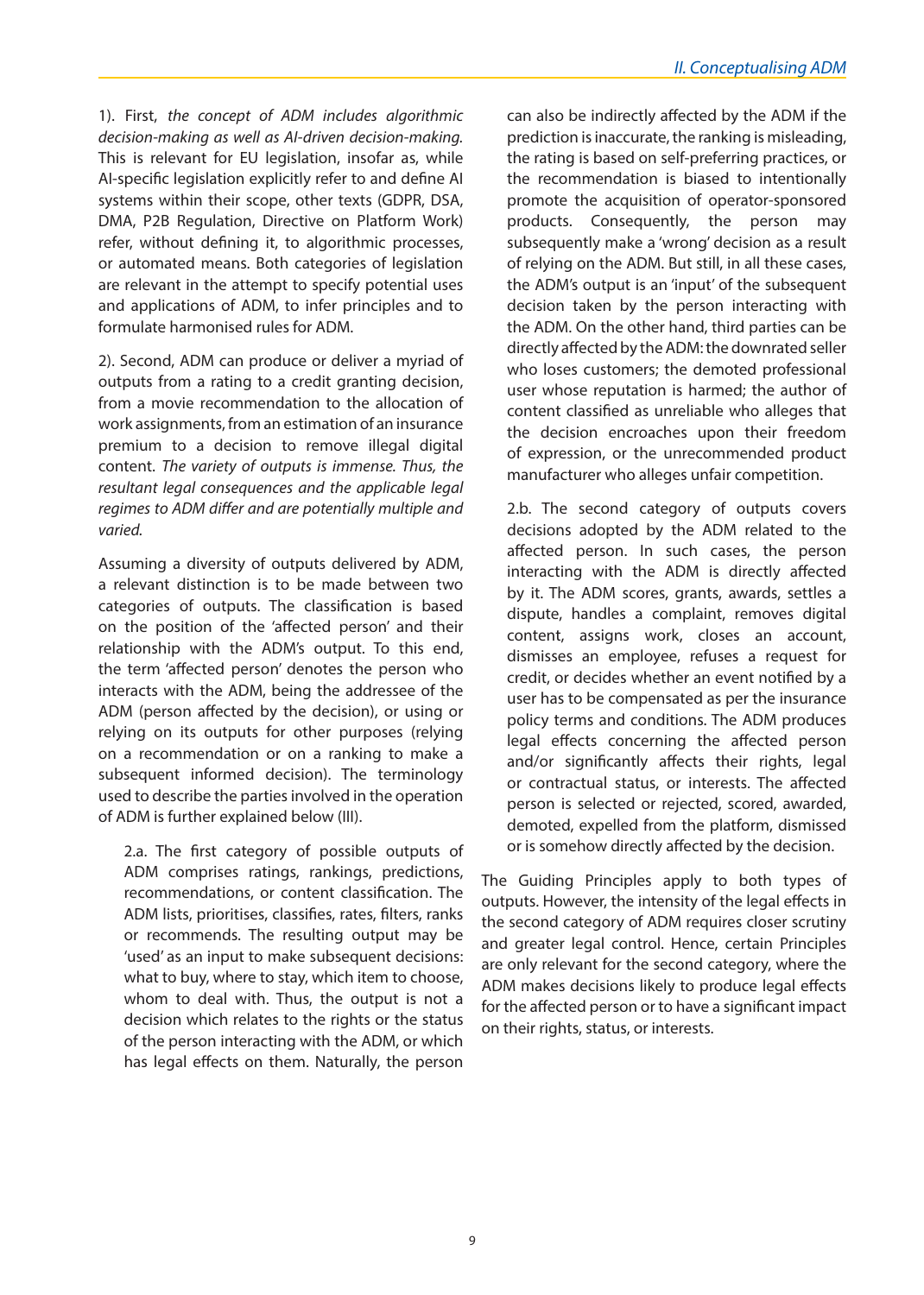1). First, *the concept of ADM includes algorithmic decision-making as well as AI-driven decision-making.* This is relevant for EU legislation, insofar as, while AI-specific legislation explicitly refer to and define AI systems within their scope, other texts (GDPR, DSA, DMA, P2B Regulation, Directive on Platform Work) refer, without defining it, to algorithmic processes, or automated means. Both categories of legislation are relevant in the attempt to specify potential uses and applications of ADM, to infer principles and to formulate harmonised rules for ADM.

2). Second, ADM can produce or deliver a myriad of outputs from a rating to a credit granting decision, from a movie recommendation to the allocation of work assignments, from an estimation of an insurance premium to a decision to remove illegal digital content. *The variety of outputs is immense. Thus, the resultant legal consequences and the applicable legal regimes to ADM differ and are potentially multiple and varied.*

Assuming a diversity of outputs delivered by ADM, a relevant distinction is to be made between two categories of outputs. The classification is based on the position of the 'affected person' and their relationship with the ADM's output. To this end, the term 'affected person' denotes the person who interacts with the ADM, being the addressee of the ADM (person affected by the decision), or using or relying on its outputs for other purposes (relying on a recommendation or on a ranking to make a subsequent informed decision). The terminology used to describe the parties involved in the operation of ADM is further explained below (III).

> 2.a. The first category of possible outputs of ADM comprises ratings, rankings, predictions, recommendations, or content classification. The ADM lists, prioritises, classifies, rates, filters, ranks or recommends. The resulting output may be 'used' as an input to make subsequent decisions: what to buy, where to stay, which item to choose, whom to deal with. Thus, the output is not a decision which relates to the rights or the status of the person interacting with the ADM, or which has legal effects on them. Naturally, the person can also be indirectly affected by the ADM if the prediction is inaccurate, the ranking is misleading, the rating is based on self-preferring practices, or the recommendation is biased to intentionally promote the acquisition of operator-sponsored products. Consequently, the person may subsequently make a 'wrong' decision as a result of relying on the ADM. But still, in all these cases, the ADM's output is an 'input' of the subsequent decision taken by the person interacting with the ADM. On the other hand, third parties can be directly affected by the ADM: the downrated seller who loses customers; the demoted professional user whose reputation is harmed; the author of content classified as unreliable who alleges that the decision encroaches upon their freedom of expression, or the unrecommended product manufacturer who alleges unfair competition.
>
> 2.b. The second category of outputs covers decisions adopted by the ADM related to the affected person. In such cases, the person interacting with the ADM is directly affected by it. The ADM scores, grants, awards, settles a dispute, handles a complaint, removes digital content, assigns work, closes an account, dismisses an employee, refuses a request for credit, or decides whether an event notified by a user has to be compensated as per the insurance policy terms and conditions. The ADM produces legal effects concerning the affected person and/or significantly affects their rights, legal or contractual status, or interests. The affected person is selected or rejected, scored, awarded, demoted, expelled from the platform, dismissed or is somehow directly affected by the decision.

The Guiding Principles apply to both types of outputs. However, the intensity of the legal effects in the second category of ADM requires closer scrutiny and greater legal control. Hence, certain Principles are only relevant for the second category, where the ADM makes decisions likely to produce legal effects for the affected person or to have a significant impact on their rights, status, or interests.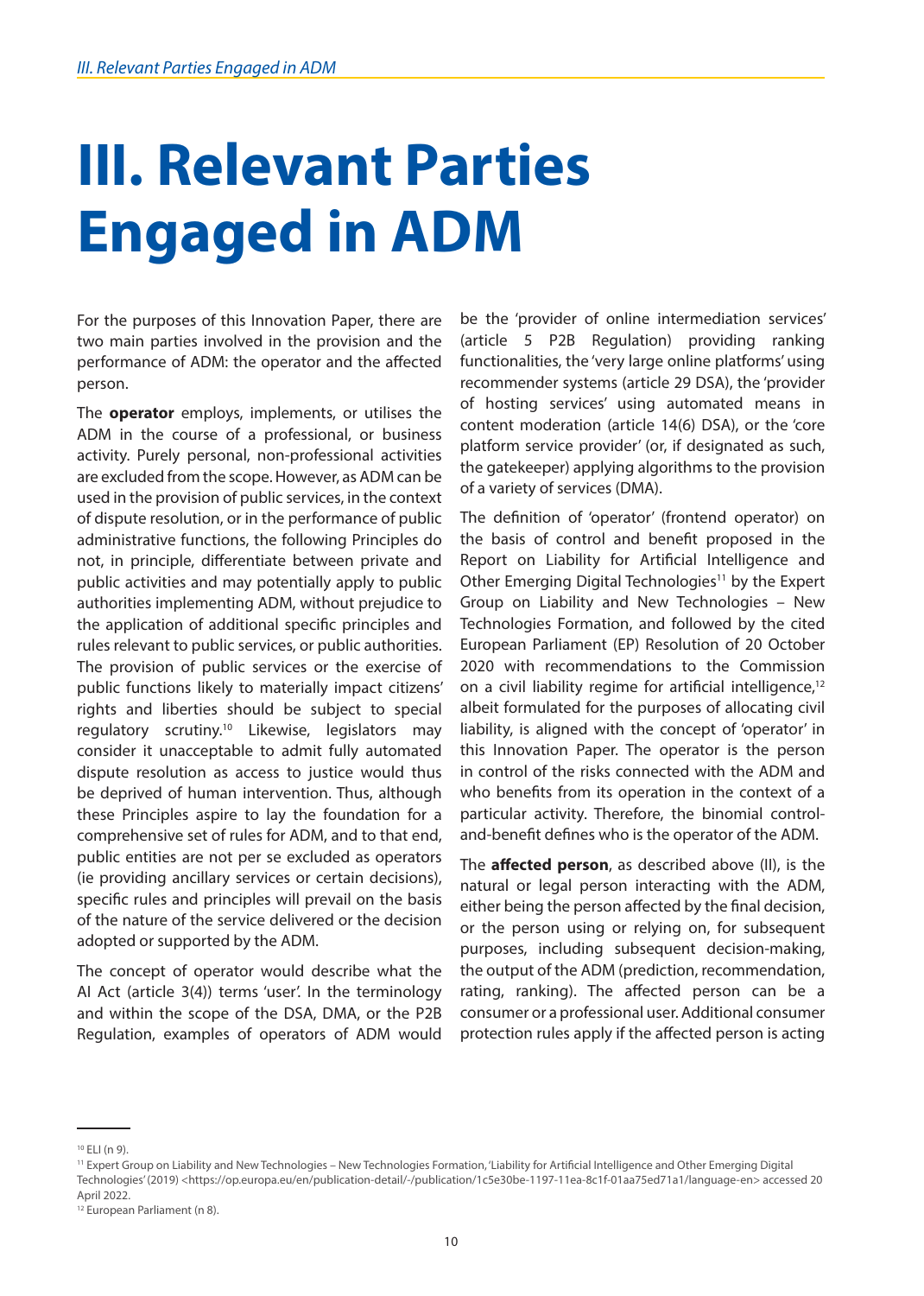# III. Relevant Parties Engaged in ADM

For the purposes of this Innovation Paper, there are two main parties involved in the provision and the performance of ADM: the operator and the affected person.

The **operator** employs, implements, or utilises the ADM in the course of a professional, or business activity. Purely personal, non-professional activities are excluded from the scope. However, as ADM can be used in the provision of public services, in the context of dispute resolution, or in the performance of public administrative functions, the following Principles do not, in principle, differentiate between private and public activities and may potentially apply to public authorities implementing ADM, without prejudice to the application of additional specific principles and rules relevant to public services, or public authorities. The provision of public services or the exercise of public functions likely to materially impact citizens' rights and liberties should be subject to special regulatory scrutiny.[10] Likewise, legislators may consider it unacceptable to admit fully automated dispute resolution as access to justice would thus be deprived of human intervention. Thus, although these Principles aspire to lay the foundation for a comprehensive set of rules for ADM, and to that end, public entities are not per se excluded as operators (ie providing ancillary services or certain decisions), specific rules and principles will prevail on the basis of the nature of the service delivered or the decision adopted or supported by the ADM.

The concept of operator would describe what the AI Act (article 3(4)) terms 'user'. In the terminology and within the scope of the DSA, DMA, or the P2B Regulation, examples of operators of ADM would be the 'provider of online intermediation services' (article 5 P2B Regulation) providing ranking functionalities, the 'very large online platforms' using recommender systems (article 29 DSA), the 'provider of hosting services' using automated means in content moderation (article 14(6) DSA), or the 'core platform service provider' (or, if designated as such, the gatekeeper) applying algorithms to the provision of a variety of services (DMA).

The definition of 'operator' (frontend operator) on the basis of control and benefit proposed in the Report on Liability for Artificial Intelligence and Other Emerging Digital Technologies[11] by the Expert Group on Liability and New Technologies – New Technologies Formation, and followed by the cited European Parliament (EP) Resolution of 20 October 2020 with recommendations to the Commission on a civil liability regime for artificial intelligence,[12] albeit formulated for the purposes of allocating civil liability, is aligned with the concept of 'operator' in this Innovation Paper. The operator is the person in control of the risks connected with the ADM and who benefits from its operation in the context of a particular activity. Therefore, the binomial control-and-benefit defines who is the operator of the ADM.

The **affected person**, as described above (II), is the natural or legal person interacting with the ADM, either being the person affected by the final decision, or the person using or relying on, for subsequent purposes, including subsequent decision-making, the output of the ADM (prediction, recommendation, rating, ranking). The affected person can be a consumer or a professional user. Additional consumer protection rules apply if the affected person is acting

---

[10] ELI (n 9).

[11] Expert Group on Liability and New Technologies – New Technologies Formation, 'Liability for Artificial Intelligence and Other Emerging Digital Technologies' (2019) <https://op.europa.eu/en/publication-detail/-/publication/1c5e30be-1197-11ea-8c1f-01aa75ed71a1/language-en> accessed 20 April 2022.

[12] European Parliament (n 8).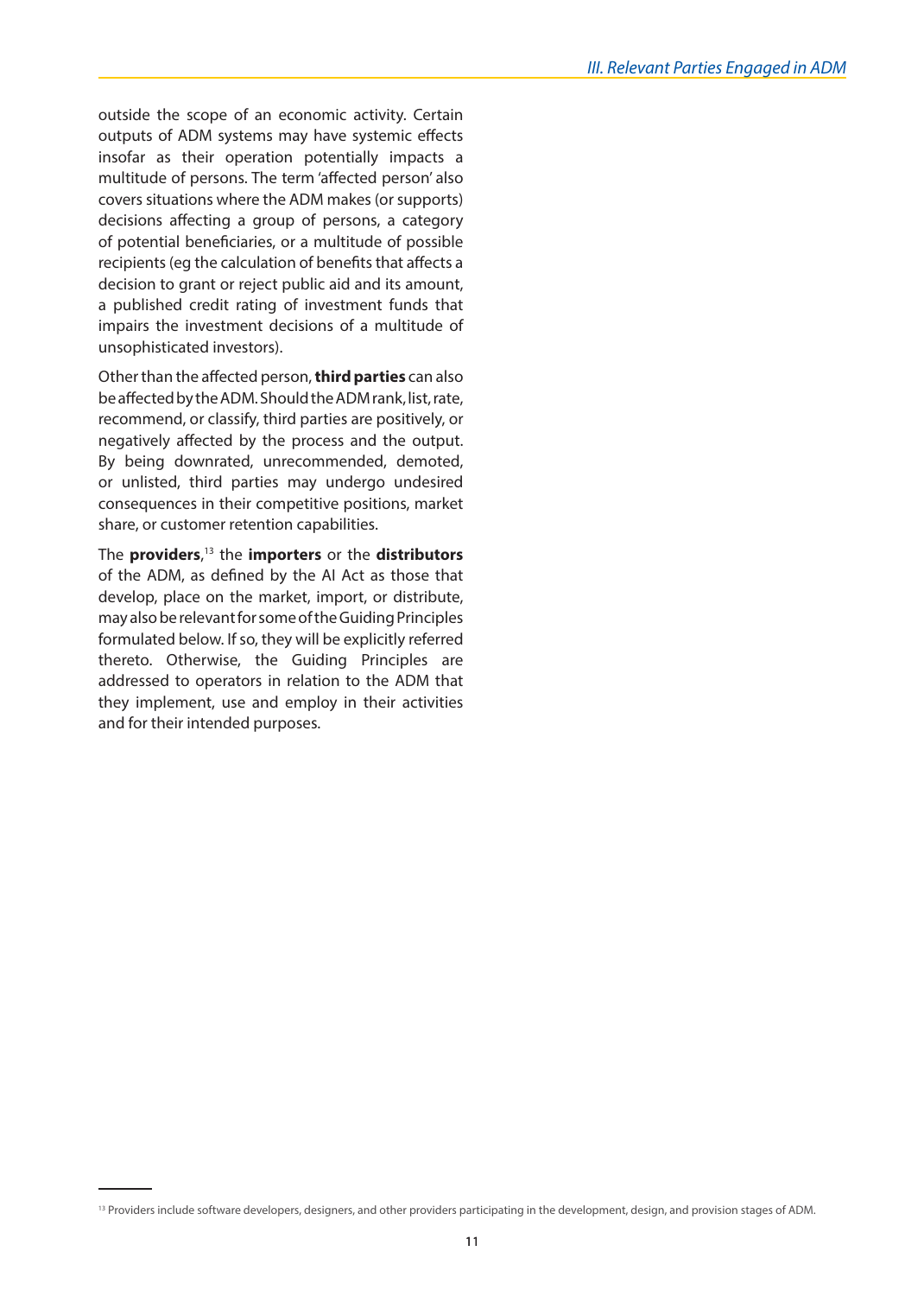outside the scope of an economic activity. Certain outputs of ADM systems may have systemic effects insofar as their operation potentially impacts a multitude of persons. The term 'affected person' also covers situations where the ADM makes (or supports) decisions affecting a group of persons, a category of potential beneficiaries, or a multitude of possible recipients (eg the calculation of benefits that affects a decision to grant or reject public aid and its amount, a published credit rating of investment funds that impairs the investment decisions of a multitude of unsophisticated investors).

Other than the affected person, **third parties** can also be affected by the ADM. Should the ADM rank, list, rate, recommend, or classify, third parties are positively, or negatively affected by the process and the output. By being downrated, unrecommended, demoted, or unlisted, third parties may undergo undesired consequences in their competitive positions, market share, or customer retention capabilities.

The **providers**,[13] the **importers** or the **distributors** of the ADM, as defined by the AI Act as those that develop, place on the market, import, or distribute, may also be relevant for some of the Guiding Principles formulated below. If so, they will be explicitly referred thereto. Otherwise, the Guiding Principles are addressed to operators in relation to the ADM that they implement, use and employ in their activities and for their intended purposes.

[13] Providers include software developers, designers, and other providers participating in the development, design, and provision stages of ADM.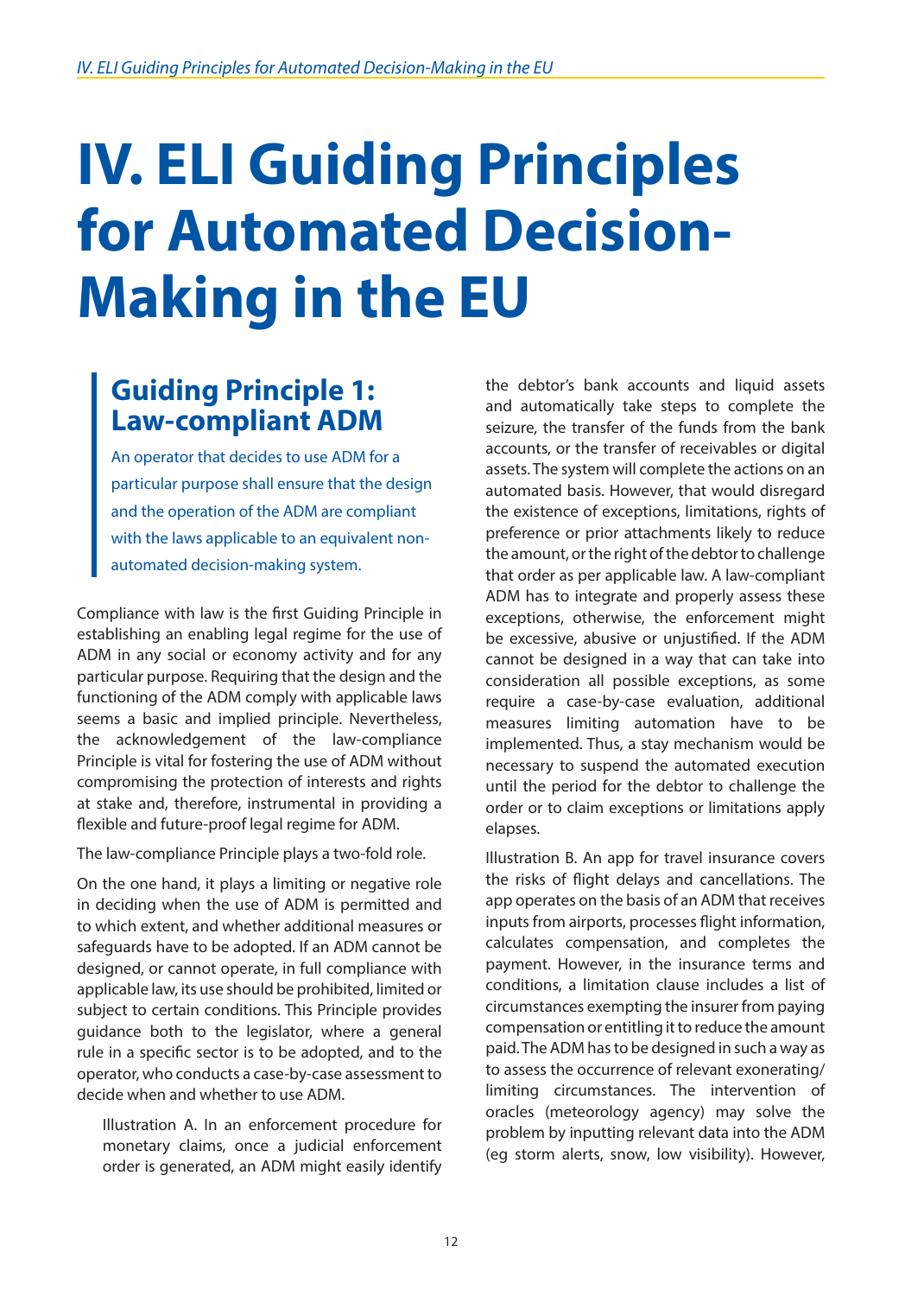# IV. ELI Guiding Principles for Automated Decision-Making in the EU

## Guiding Principle 1: Law-compliant ADM

An operator that decides to use ADM for a particular purpose shall ensure that the design and the operation of the ADM are compliant with the laws applicable to an equivalent non-automated decision-making system.

Compliance with law is the first Guiding Principle in establishing an enabling legal regime for the use of ADM in any social or economy activity and for any particular purpose. Requiring that the design and the functioning of the ADM comply with applicable laws seems a basic and implied principle. Nevertheless, the acknowledgement of the law-compliance Principle is vital for fostering the use of ADM without compromising the protection of interests and rights at stake and, therefore, instrumental in providing a flexible and future-proof legal regime for ADM.

The law-compliance Principle plays a two-fold role.

On the one hand, it plays a limiting or negative role in deciding when the use of ADM is permitted and to which extent, and whether additional measures or safeguards have to be adopted. If an ADM cannot be designed, or cannot operate, in full compliance with applicable law, its use should be prohibited, limited or subject to certain conditions. This Principle provides guidance both to the legislator, where a general rule in a specific sector is to be adopted, and to the operator, who conducts a case-by-case assessment to decide when and whether to use ADM.

> Illustration A. In an enforcement procedure for monetary claims, once a judicial enforcement order is generated, an ADM might easily identify the debtor's bank accounts and liquid assets and automatically take steps to complete the seizure, the transfer of the funds from the bank accounts, or the transfer of receivables or digital assets. The system will complete the actions on an automated basis. However, that would disregard the existence of exceptions, limitations, rights of preference or prior attachments likely to reduce the amount, or the right of the debtor to challenge that order as per applicable law. A law-compliant ADM has to integrate and properly assess these exceptions, otherwise, the enforcement might be excessive, abusive or unjustified. If the ADM cannot be designed in a way that can take into consideration all possible exceptions, as some require a case-by-case evaluation, additional measures limiting automation have to be implemented. Thus, a stay mechanism would be necessary to suspend the automated execution until the period for the debtor to challenge the order or to claim exceptions or limitations apply elapses.

> Illustration B. An app for travel insurance covers the risks of flight delays and cancellations. The app operates on the basis of an ADM that receives inputs from airports, processes flight information, calculates compensation, and completes the payment. However, in the insurance terms and conditions, a limitation clause includes a list of circumstances exempting the insurer from paying compensation or entitling it to reduce the amount paid. The ADM has to be designed in such a way as to assess the occurrence of relevant exonerating/limiting circumstances. The intervention of oracles (meteorology agency) may solve the problem by inputting relevant data into the ADM (eg storm alerts, snow, low visibility). However,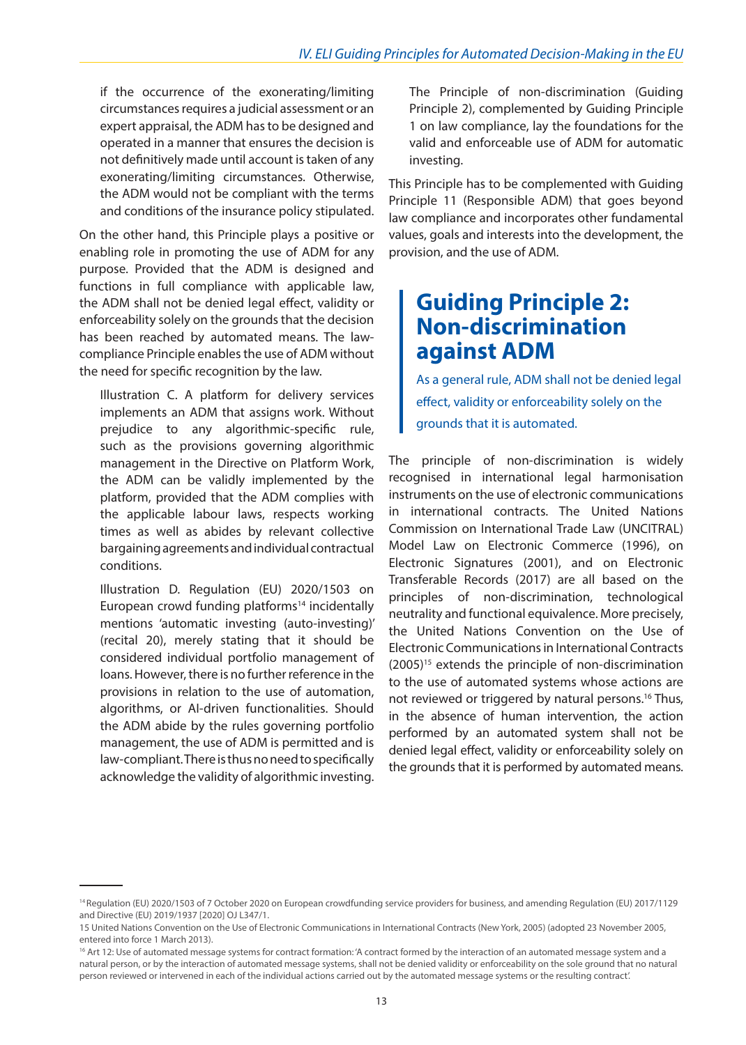if the occurrence of the exonerating/limiting circumstances requires a judicial assessment or an expert appraisal, the ADM has to be designed and operated in a manner that ensures the decision is not definitively made until account is taken of any exonerating/limiting circumstances. Otherwise, the ADM would not be compliant with the terms and conditions of the insurance policy stipulated.

On the other hand, this Principle plays a positive or enabling role in promoting the use of ADM for any purpose. Provided that the ADM is designed and functions in full compliance with applicable law, the ADM shall not be denied legal effect, validity or enforceability solely on the grounds that the decision has been reached by automated means. The law-compliance Principle enables the use of ADM without the need for specific recognition by the law.

Illustration C. A platform for delivery services implements an ADM that assigns work. Without prejudice to any algorithmic-specific rule, such as the provisions governing algorithmic management in the Directive on Platform Work, the ADM can be validly implemented by the platform, provided that the ADM complies with the applicable labour laws, respects working times as well as abides by relevant collective bargaining agreements and individual contractual conditions.

Illustration D. Regulation (EU) 2020/1503 on European crowd funding platforms[14] incidentally mentions 'automatic investing (auto-investing)' (recital 20), merely stating that it should be considered individual portfolio management of loans. However, there is no further reference in the provisions in relation to the use of automation, algorithms, or AI-driven functionalities. Should the ADM abide by the rules governing portfolio management, the use of ADM is permitted and is law-compliant. There is thus no need to specifically acknowledge the validity of algorithmic investing.

The Principle of non-discrimination (Guiding Principle 2), complemented by Guiding Principle 1 on law compliance, lay the foundations for the valid and enforceable use of ADM for automatic investing.

This Principle has to be complemented with Guiding Principle 11 (Responsible ADM) that goes beyond law compliance and incorporates other fundamental values, goals and interests into the development, the provision, and the use of ADM.

## Guiding Principle 2: Non-discrimination against ADM

As a general rule, ADM shall not be denied legal effect, validity or enforceability solely on the grounds that it is automated.

The principle of non-discrimination is widely recognised in international legal harmonisation instruments on the use of electronic communications in international contracts. The United Nations Commission on International Trade Law (UNCITRAL) Model Law on Electronic Commerce (1996), on Electronic Signatures (2001), and on Electronic Transferable Records (2017) are all based on the principles of non-discrimination, technological neutrality and functional equivalence. More precisely, the United Nations Convention on the Use of Electronic Communications in International Contracts (2005)[15] extends the principle of non-discrimination to the use of automated systems whose actions are not reviewed or triggered by natural persons.[16] Thus, in the absence of human intervention, the action performed by an automated system shall not be denied legal effect, validity or enforceability solely on the grounds that it is performed by automated means.

---

[14] Regulation (EU) 2020/1503 of 7 October 2020 on European crowdfunding service providers for business, and amending Regulation (EU) 2017/1129 and Directive (EU) 2019/1937 [2020] OJ L347/1.

15 United Nations Convention on the Use of Electronic Communications in International Contracts (New York, 2005) (adopted 23 November 2005, entered into force 1 March 2013).

[16] Art 12: Use of automated message systems for contract formation: 'A contract formed by the interaction of an automated message system and a natural person, or by the interaction of automated message systems, shall not be denied validity or enforceability on the sole ground that no natural person reviewed or intervened in each of the individual actions carried out by the automated message systems or the resulting contract'.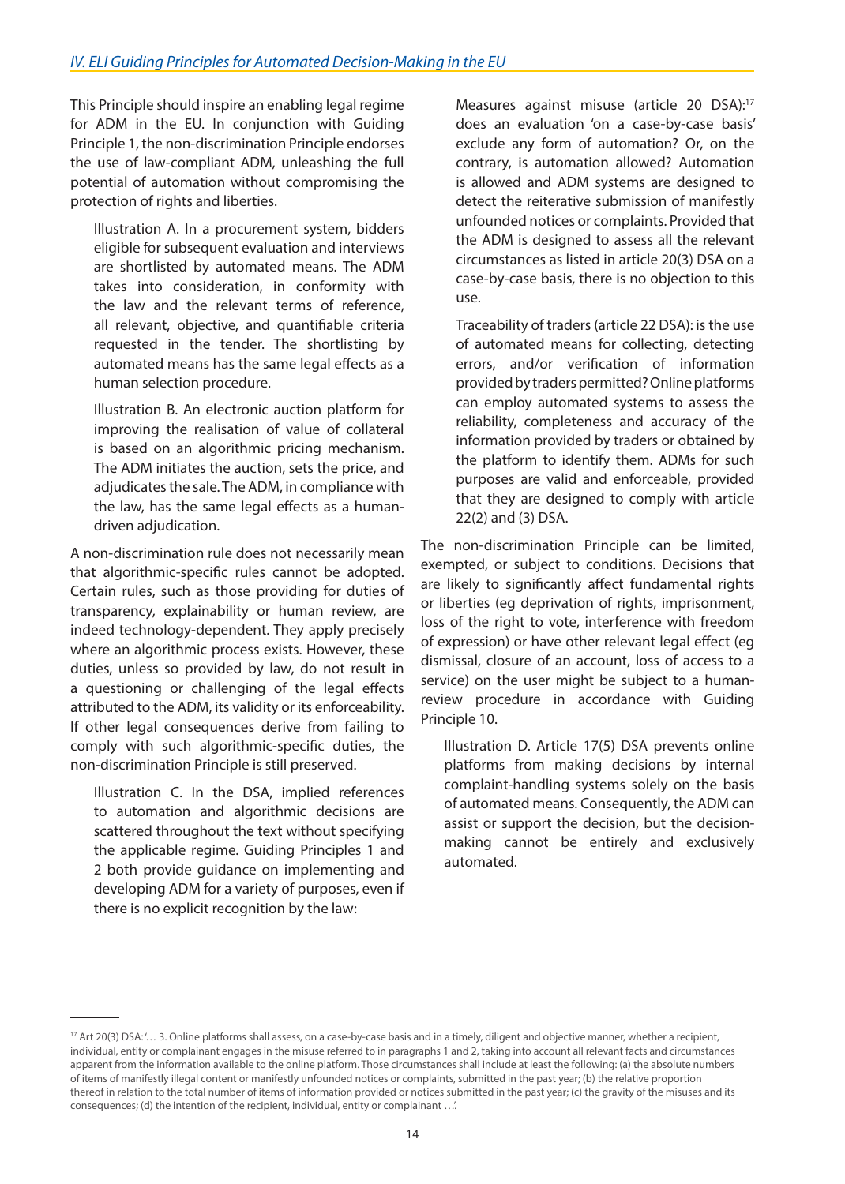This Principle should inspire an enabling legal regime for ADM in the EU. In conjunction with Guiding Principle 1, the non-discrimination Principle endorses the use of law-compliant ADM, unleashing the full potential of automation without compromising the protection of rights and liberties.

> Illustration A. In a procurement system, bidders eligible for subsequent evaluation and interviews are shortlisted by automated means. The ADM takes into consideration, in conformity with the law and the relevant terms of reference, all relevant, objective, and quantifiable criteria requested in the tender. The shortlisting by automated means has the same legal effects as a human selection procedure.

> Illustration B. An electronic auction platform for improving the realisation of value of collateral is based on an algorithmic pricing mechanism. The ADM initiates the auction, sets the price, and adjudicates the sale. The ADM, in compliance with the law, has the same legal effects as a human-driven adjudication.

A non-discrimination rule does not necessarily mean that algorithmic-specific rules cannot be adopted. Certain rules, such as those providing for duties of transparency, explainability or human review, are indeed technology-dependent. They apply precisely where an algorithmic process exists. However, these duties, unless so provided by law, do not result in a questioning or challenging of the legal effects attributed to the ADM, its validity or its enforceability. If other legal consequences derive from failing to comply with such algorithmic-specific duties, the non-discrimination Principle is still preserved.

> Illustration C. In the DSA, implied references to automation and algorithmic decisions are scattered throughout the text without specifying the applicable regime. Guiding Principles 1 and 2 both provide guidance on implementing and developing ADM for a variety of purposes, even if there is no explicit recognition by the law:
>
> Measures against misuse (article 20 DSA):[17] does an evaluation 'on a case-by-case basis' exclude any form of automation? Or, on the contrary, is automation allowed? Automation is allowed and ADM systems are designed to detect the reiterative submission of manifestly unfounded notices or complaints. Provided that the ADM is designed to assess all the relevant circumstances as listed in article 20(3) DSA on a case-by-case basis, there is no objection to this use.
>
> Traceability of traders (article 22 DSA): is the use of automated means for collecting, detecting errors, and/or verification of information provided by traders permitted? Online platforms can employ automated systems to assess the reliability, completeness and accuracy of the information provided by traders or obtained by the platform to identify them. ADMs for such purposes are valid and enforceable, provided that they are designed to comply with article 22(2) and (3) DSA.

The non-discrimination Principle can be limited, exempted, or subject to conditions. Decisions that are likely to significantly affect fundamental rights or liberties (eg deprivation of rights, imprisonment, loss of the right to vote, interference with freedom of expression) or have other relevant legal effect (eg dismissal, closure of an account, loss of access to a service) on the user might be subject to a human-review procedure in accordance with Guiding Principle 10.

> Illustration D. Article 17(5) DSA prevents online platforms from making decisions by internal complaint-handling systems solely on the basis of automated means. Consequently, the ADM can assist or support the decision, but the decision-making cannot be entirely and exclusively automated.

---

[17] Art 20(3) DSA: '… 3. Online platforms shall assess, on a case-by-case basis and in a timely, diligent and objective manner, whether a recipient, individual, entity or complainant engages in the misuse referred to in paragraphs 1 and 2, taking into account all relevant facts and circumstances apparent from the information available to the online platform. Those circumstances shall include at least the following: (a) the absolute numbers of items of manifestly illegal content or manifestly unfounded notices or complaints, submitted in the past year; (b) the relative proportion thereof in relation to the total number of items of information provided or notices submitted in the past year; (c) the gravity of the misuses and its consequences; (d) the intention of the recipient, individual, entity or complainant …'.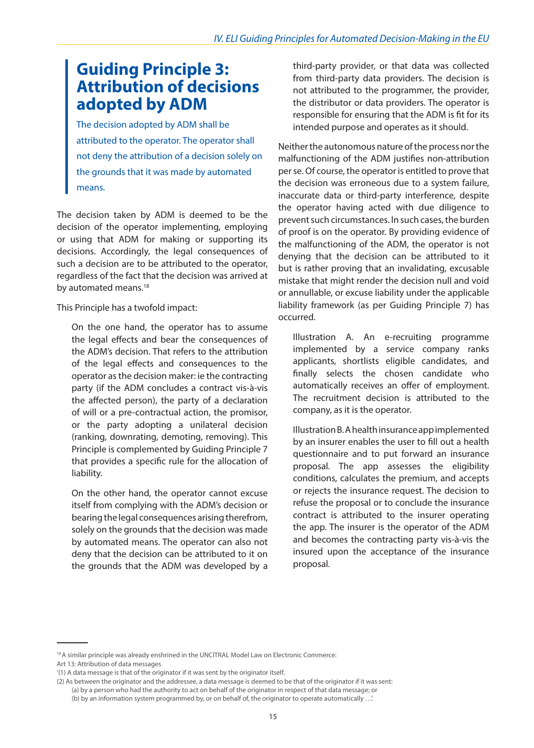## Guiding Principle 3: Attribution of decisions adopted by ADM

The decision adopted by ADM shall be attributed to the operator. The operator shall not deny the attribution of a decision solely on the grounds that it was made by automated means.

The decision taken by ADM is deemed to be the decision of the operator implementing, employing or using that ADM for making or supporting its decisions. Accordingly, the legal consequences of such a decision are to be attributed to the operator, regardless of the fact that the decision was arrived at by automated means.[18]

This Principle has a twofold impact:

On the one hand, the operator has to assume the legal effects and bear the consequences of the ADM's decision. That refers to the attribution of the legal effects and consequences to the operator as the decision maker: ie the contracting party (if the ADM concludes a contract vis-à-vis the affected person), the party of a declaration of will or a pre-contractual action, the promisor, or the party adopting a unilateral decision (ranking, downrating, demoting, removing). This Principle is complemented by Guiding Principle 7 that provides a specific rule for the allocation of liability.

On the other hand, the operator cannot excuse itself from complying with the ADM's decision or bearing the legal consequences arising therefrom, solely on the grounds that the decision was made by automated means. The operator can also not deny that the decision can be attributed to it on the grounds that the ADM was developed by a third-party provider, or that data was collected from third-party data providers. The decision is not attributed to the programmer, the provider, the distributor or data providers. The operator is responsible for ensuring that the ADM is fit for its intended purpose and operates as it should.

Neither the autonomous nature of the process nor the malfunctioning of the ADM justifies non-attribution per se. Of course, the operator is entitled to prove that the decision was erroneous due to a system failure, inaccurate data or third-party interference, despite the operator having acted with due diligence to prevent such circumstances. In such cases, the burden of proof is on the operator. By providing evidence of the malfunctioning of the ADM, the operator is not denying that the decision can be attributed to it but is rather proving that an invalidating, excusable mistake that might render the decision null and void or annullable, or excuse liability under the applicable liability framework (as per Guiding Principle 7) has occurred.

Illustration A. An e-recruiting programme implemented by a service company ranks applicants, shortlists eligible candidates, and finally selects the chosen candidate who automatically receives an offer of employment. The recruitment decision is attributed to the company, as it is the operator.

Illustration B. A health insurance app implemented by an insurer enables the user to fill out a health questionnaire and to put forward an insurance proposal. The app assesses the eligibility conditions, calculates the premium, and accepts or rejects the insurance request. The decision to refuse the proposal or to conclude the insurance contract is attributed to the insurer operating the app. The insurer is the operator of the ADM and becomes the contracting party vis-à-vis the insured upon the acceptance of the insurance proposal.

---

[18] A similar principle was already enshrined in the UNCITRAL Model Law on Electronic Commerce:
Art 13: Attribution of data messages
'(1) A data message is that of the originator if it was sent by the originator itself.
(2) As between the originator and the addressee, a data message is deemed to be that of the originator if it was sent:
(a) by a person who had the authority to act on behalf of the originator in respect of that data message; or
(b) by an information system programmed by, or on behalf of, the originator to operate automatically …'.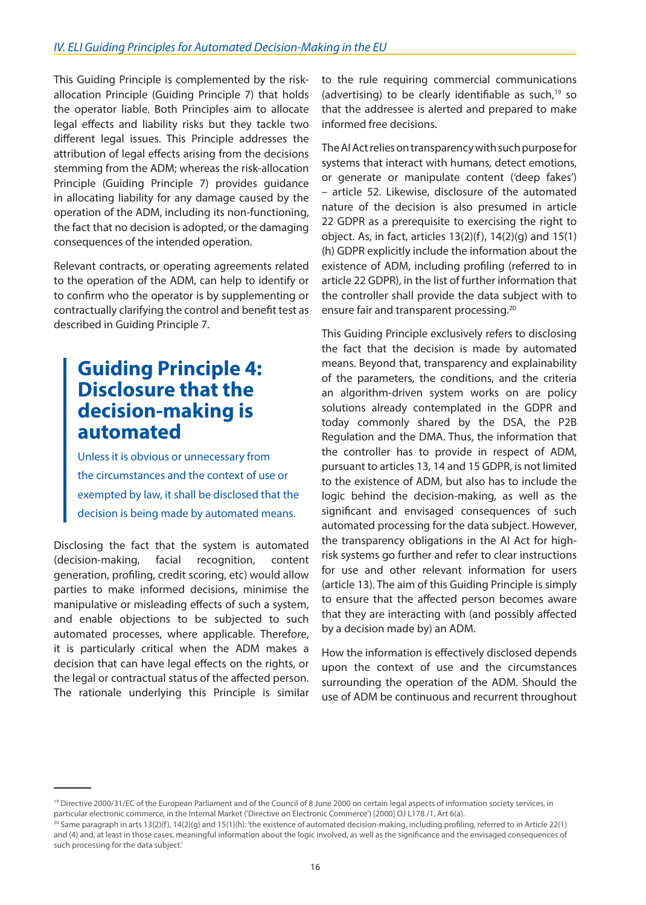This Guiding Principle is complemented by the risk-allocation Principle (Guiding Principle 7) that holds the operator liable. Both Principles aim to allocate legal effects and liability risks but they tackle two different legal issues. This Principle addresses the attribution of legal effects arising from the decisions stemming from the ADM; whereas the risk-allocation Principle (Guiding Principle 7) provides guidance in allocating liability for any damage caused by the operation of the ADM, including its non-functioning, the fact that no decision is adopted, or the damaging consequences of the intended operation.

Relevant contracts, or operating agreements related to the operation of the ADM, can help to identify or to confirm who the operator is by supplementing or contractually clarifying the control and benefit test as described in Guiding Principle 7.

## Guiding Principle 4: Disclosure that the decision-making is automated

Unless it is obvious or unnecessary from the circumstances and the context of use or exempted by law, it shall be disclosed that the decision is being made by automated means.

Disclosing the fact that the system is automated (decision-making, facial recognition, content generation, profiling, credit scoring, etc) would allow parties to make informed decisions, minimise the manipulative or misleading effects of such a system, and enable objections to be subjected to such automated processes, where applicable. Therefore, it is particularly critical when the ADM makes a decision that can have legal effects on the rights, or the legal or contractual status of the affected person. The rationale underlying this Principle is similar to the rule requiring commercial communications (advertising) to be clearly identifiable as such,[19] so that the addressee is alerted and prepared to make informed free decisions.

The AI Act relies on transparency with such purpose for systems that interact with humans, detect emotions, or generate or manipulate content ('deep fakes') – article 52. Likewise, disclosure of the automated nature of the decision is also presumed in article 22 GDPR as a prerequisite to exercising the right to object. As, in fact, articles 13(2)(f), 14(2)(g) and 15(1)(h) GDPR explicitly include the information about the existence of ADM, including profiling (referred to in article 22 GDPR), in the list of further information that the controller shall provide the data subject with to ensure fair and transparent processing.[20]

This Guiding Principle exclusively refers to disclosing the fact that the decision is made by automated means. Beyond that, transparency and explainability of the parameters, the conditions, and the criteria an algorithm-driven system works on are policy solutions already contemplated in the GDPR and today commonly shared by the DSA, the P2B Regulation and the DMA. Thus, the information that the controller has to provide in respect of ADM, pursuant to articles 13, 14 and 15 GDPR, is not limited to the existence of ADM, but also has to include the logic behind the decision-making, as well as the significant and envisaged consequences of such automated processing for the data subject. However, the transparency obligations in the AI Act for high-risk systems go further and refer to clear instructions for use and other relevant information for users (article 13). The aim of this Guiding Principle is simply to ensure that the affected person becomes aware that they are interacting with (and possibly affected by a decision made by) an ADM.

How the information is effectively disclosed depends upon the context of use and the circumstances surrounding the operation of the ADM. Should the use of ADM be continuous and recurrent throughout

---

[19] Directive 2000/31/EC of the European Parliament and of the Council of 8 June 2000 on certain legal aspects of information society services, in particular electronic commerce, in the Internal Market ('Directive on Electronic Commerce') [2000] OJ L178 /1, Art 6(a).

[20] Same paragraph in arts 13(2)(f), 14(2)(g) and 15(1)(h): 'the existence of automated decision-making, including profiling, referred to in Article 22(1) and (4) and, at least in those cases, meaningful information about the logic involved, as well as the significance and the envisaged consequences of such processing for the data subject.'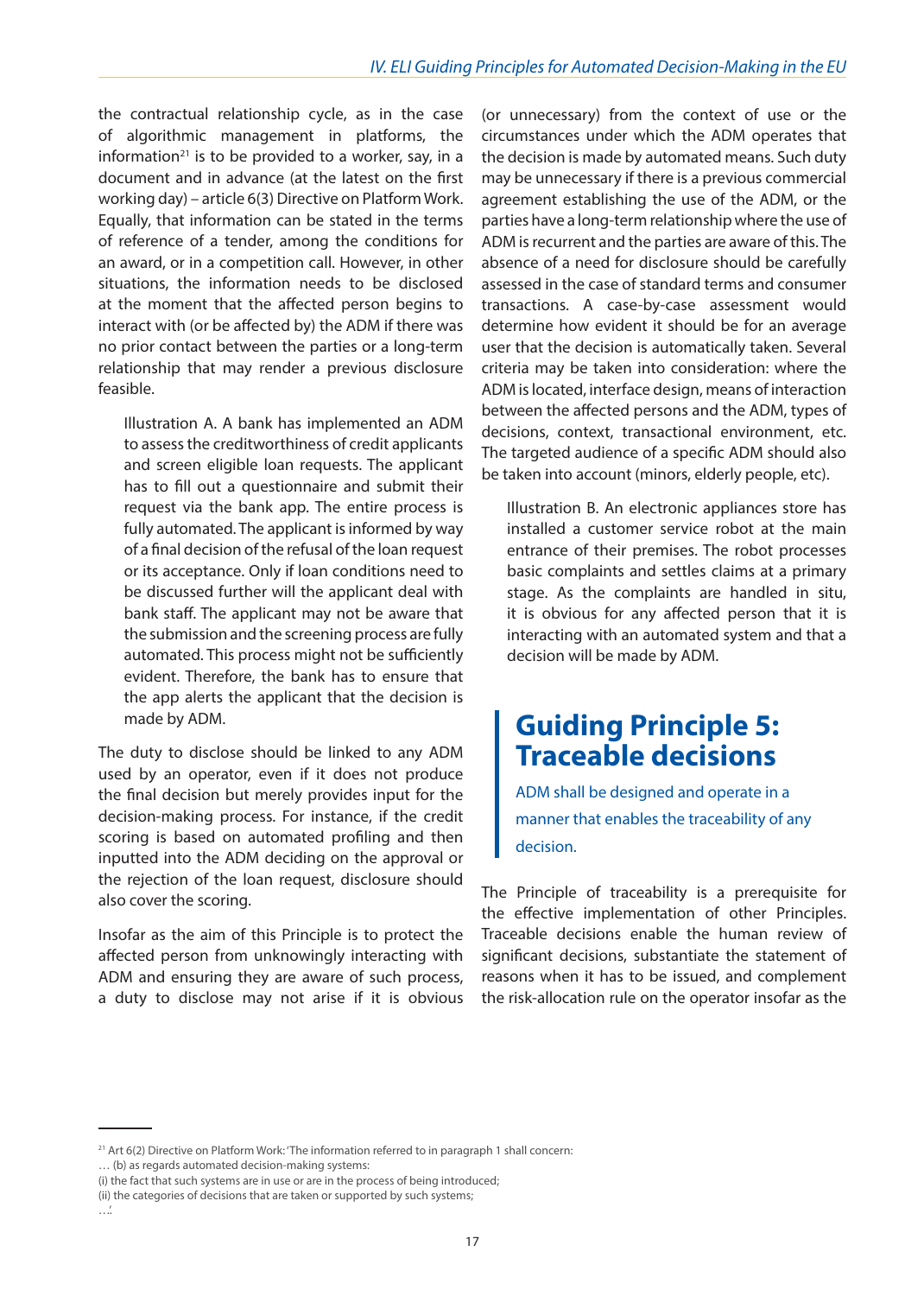the contractual relationship cycle, as in the case of algorithmic management in platforms, the information[21] is to be provided to a worker, say, in a document and in advance (at the latest on the first working day) – article 6(3) Directive on Platform Work. Equally, that information can be stated in the terms of reference of a tender, among the conditions for an award, or in a competition call. However, in other situations, the information needs to be disclosed at the moment that the affected person begins to interact with (or be affected by) the ADM if there was no prior contact between the parties or a long-term relationship that may render a previous disclosure feasible.

> Illustration A. A bank has implemented an ADM to assess the creditworthiness of credit applicants and screen eligible loan requests. The applicant has to fill out a questionnaire and submit their request via the bank app. The entire process is fully automated. The applicant is informed by way of a final decision of the refusal of the loan request or its acceptance. Only if loan conditions need to be discussed further will the applicant deal with bank staff. The applicant may not be aware that the submission and the screening process are fully automated. This process might not be sufficiently evident. Therefore, the bank has to ensure that the app alerts the applicant that the decision is made by ADM.

The duty to disclose should be linked to any ADM used by an operator, even if it does not produce the final decision but merely provides input for the decision-making process. For instance, if the credit scoring is based on automated profiling and then inputted into the ADM deciding on the approval or the rejection of the loan request, disclosure should also cover the scoring.

Insofar as the aim of this Principle is to protect the affected person from unknowingly interacting with ADM and ensuring they are aware of such process, a duty to disclose may not arise if it is obvious (or unnecessary) from the context of use or the circumstances under which the ADM operates that the decision is made by automated means. Such duty may be unnecessary if there is a previous commercial agreement establishing the use of the ADM, or the parties have a long-term relationship where the use of ADM is recurrent and the parties are aware of this. The absence of a need for disclosure should be carefully assessed in the case of standard terms and consumer transactions. A case-by-case assessment would determine how evident it should be for an average user that the decision is automatically taken. Several criteria may be taken into consideration: where the ADM is located, interface design, means of interaction between the affected persons and the ADM, types of decisions, context, transactional environment, etc. The targeted audience of a specific ADM should also be taken into account (minors, elderly people, etc).

> Illustration B. An electronic appliances store has installed a customer service robot at the main entrance of their premises. The robot processes basic complaints and settles claims at a primary stage. As the complaints are handled in situ, it is obvious for any affected person that it is interacting with an automated system and that a decision will be made by ADM.

## Guiding Principle 5: Traceable decisions

ADM shall be designed and operate in a manner that enables the traceability of any decision.

The Principle of traceability is a prerequisite for the effective implementation of other Principles. Traceable decisions enable the human review of significant decisions, substantiate the statement of reasons when it has to be issued, and complement the risk-allocation rule on the operator insofar as the

---

[21] Art 6(2) Directive on Platform Work: 'The information referred to in paragraph 1 shall concern:
… (b) as regards automated decision-making systems:
(i) the fact that such systems are in use or are in the process of being introduced;
(ii) the categories of decisions that are taken or supported by such systems;
….'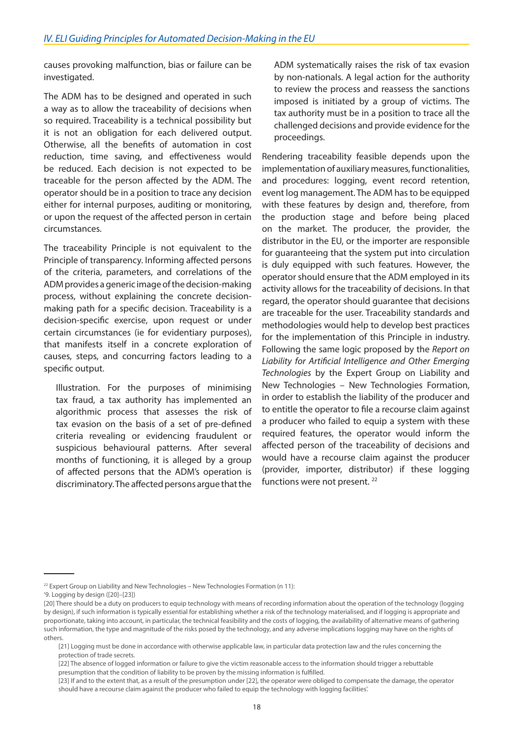causes provoking malfunction, bias or failure can be investigated.

The ADM has to be designed and operated in such a way as to allow the traceability of decisions when so required. Traceability is a technical possibility but it is not an obligation for each delivered output. Otherwise, all the benefits of automation in cost reduction, time saving, and effectiveness would be reduced. Each decision is not expected to be traceable for the person affected by the ADM. The operator should be in a position to trace any decision either for internal purposes, auditing or monitoring, or upon the request of the affected person in certain circumstances.

The traceability Principle is not equivalent to the Principle of transparency. Informing affected persons of the criteria, parameters, and correlations of the ADM provides a generic image of the decision-making process, without explaining the concrete decision-making path for a specific decision. Traceability is a decision-specific exercise, upon request or under certain circumstances (ie for evidentiary purposes), that manifests itself in a concrete exploration of causes, steps, and concurring factors leading to a specific output.

> Illustration. For the purposes of minimising tax fraud, a tax authority has implemented an algorithmic process that assesses the risk of tax evasion on the basis of a set of pre-defined criteria revealing or evidencing fraudulent or suspicious behavioural patterns. After several months of functioning, it is alleged by a group of affected persons that the ADM's operation is discriminatory. The affected persons argue that the ADM systematically raises the risk of tax evasion by non-nationals. A legal action for the authority to review the process and reassess the sanctions imposed is initiated by a group of victims. The tax authority must be in a position to trace all the challenged decisions and provide evidence for the proceedings.

Rendering traceability feasible depends upon the implementation of auxiliary measures, functionalities, and procedures: logging, event record retention, event log management. The ADM has to be equipped with these features by design and, therefore, from the production stage and before being placed on the market. The producer, the provider, the distributor in the EU, or the importer are responsible for guaranteeing that the system put into circulation is duly equipped with such features. However, the operator should ensure that the ADM employed in its activity allows for the traceability of decisions. In that regard, the operator should guarantee that decisions are traceable for the user. Traceability standards and methodologies would help to develop best practices for the implementation of this Principle in industry. Following the same logic proposed by the *Report on Liability for Artificial Intelligence and Other Emerging Technologies* by the Expert Group on Liability and New Technologies – New Technologies Formation, in order to establish the liability of the producer and to entitle the operator to file a recourse claim against a producer who failed to equip a system with these required features, the operator would inform the affected person of the traceability of decisions and would have a recourse claim against the producer (provider, importer, distributor) if these logging functions were not present. [22]

---

[22] Expert Group on Liability and New Technologies – New Technologies Formation (n 11):
'9. Logging by design ([20]–[23])
[20] There should be a duty on producers to equip technology with means of recording information about the operation of the technology (logging by design), if such information is typically essential for establishing whether a risk of the technology materialised, and if logging is appropriate and proportionate, taking into account, in particular, the technical feasibility and the costs of logging, the availability of alternative means of gathering such information, the type and magnitude of the risks posed by the technology, and any adverse implications logging may have on the rights of others.
[21] Logging must be done in accordance with otherwise applicable law, in particular data protection law and the rules concerning the protection of trade secrets.
[22] The absence of logged information or failure to give the victim reasonable access to the information should trigger a rebuttable presumption that the condition of liability to be proven by the missing information is fulfilled.
[23] If and to the extent that, as a result of the presumption under [22], the operator were obliged to compensate the damage, the operator should have a recourse claim against the producer who failed to equip the technology with logging facilities'.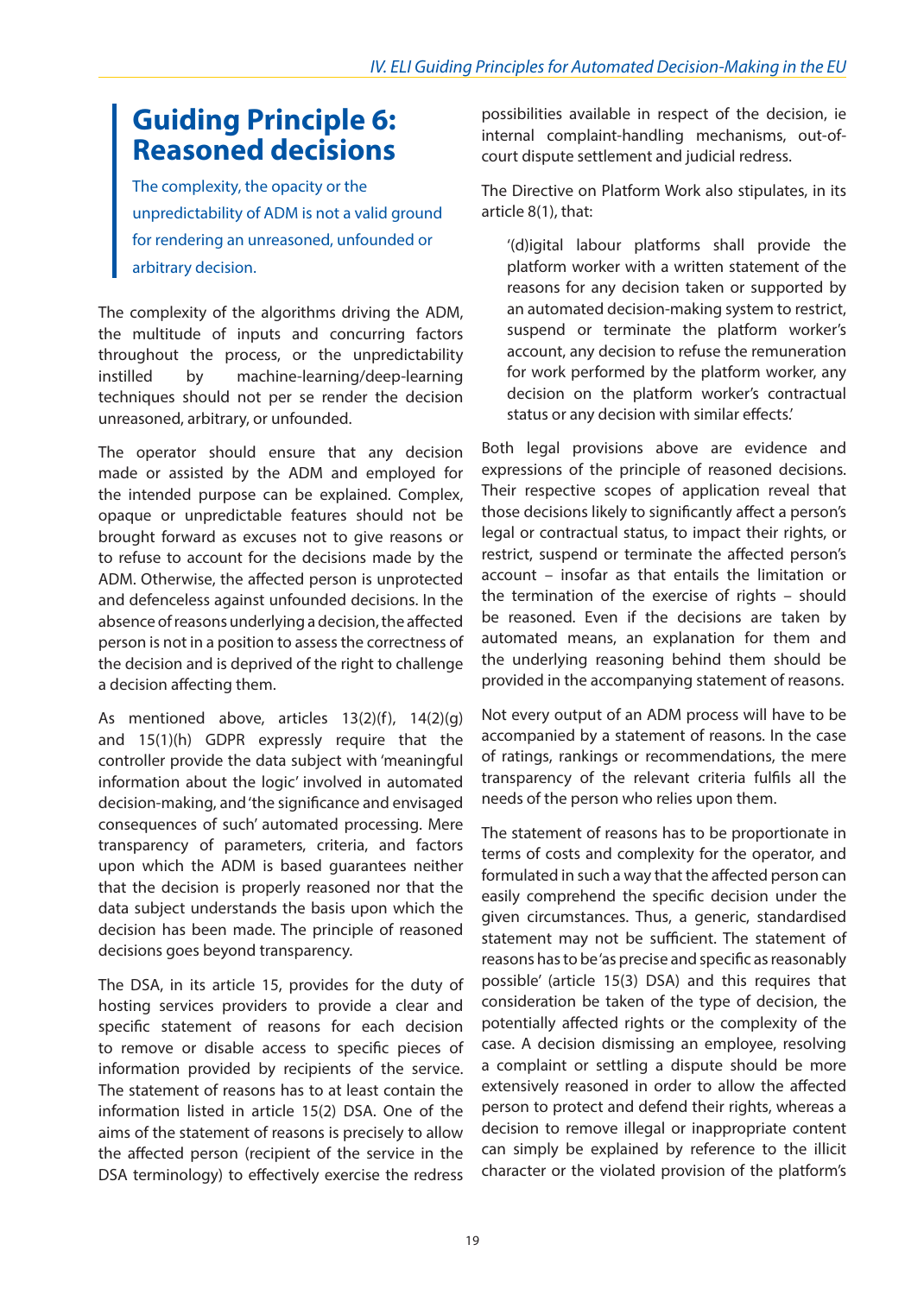## Guiding Principle 6: Reasoned decisions

The complexity, the opacity or the unpredictability of ADM is not a valid ground for rendering an unreasoned, unfounded or arbitrary decision.

The complexity of the algorithms driving the ADM, the multitude of inputs and concurring factors throughout the process, or the unpredictability instilled by machine-learning/deep-learning techniques should not per se render the decision unreasoned, arbitrary, or unfounded.

The operator should ensure that any decision made or assisted by the ADM and employed for the intended purpose can be explained. Complex, opaque or unpredictable features should not be brought forward as excuses not to give reasons or to refuse to account for the decisions made by the ADM. Otherwise, the affected person is unprotected and defenceless against unfounded decisions. In the absence of reasons underlying a decision, the affected person is not in a position to assess the correctness of the decision and is deprived of the right to challenge a decision affecting them.

As mentioned above, articles 13(2)(f), 14(2)(g) and 15(1)(h) GDPR expressly require that the controller provide the data subject with 'meaningful information about the logic' involved in automated decision-making, and 'the significance and envisaged consequences of such' automated processing. Mere transparency of parameters, criteria, and factors upon which the ADM is based guarantees neither that the decision is properly reasoned nor that the data subject understands the basis upon which the decision has been made. The principle of reasoned decisions goes beyond transparency.

The DSA, in its article 15, provides for the duty of hosting services providers to provide a clear and specific statement of reasons for each decision to remove or disable access to specific pieces of information provided by recipients of the service. The statement of reasons has to at least contain the information listed in article 15(2) DSA. One of the aims of the statement of reasons is precisely to allow the affected person (recipient of the service in the DSA terminology) to effectively exercise the redress possibilities available in respect of the decision, ie internal complaint-handling mechanisms, out-of-court dispute settlement and judicial redress.

The Directive on Platform Work also stipulates, in its article 8(1), that:

> '(d)igital labour platforms shall provide the platform worker with a written statement of the reasons for any decision taken or supported by an automated decision-making system to restrict, suspend or terminate the platform worker's account, any decision to refuse the remuneration for work performed by the platform worker, any decision on the platform worker's contractual status or any decision with similar effects.'

Both legal provisions above are evidence and expressions of the principle of reasoned decisions. Their respective scopes of application reveal that those decisions likely to significantly affect a person's legal or contractual status, to impact their rights, or restrict, suspend or terminate the affected person's account – insofar as that entails the limitation or the termination of the exercise of rights – should be reasoned. Even if the decisions are taken by automated means, an explanation for them and the underlying reasoning behind them should be provided in the accompanying statement of reasons.

Not every output of an ADM process will have to be accompanied by a statement of reasons. In the case of ratings, rankings or recommendations, the mere transparency of the relevant criteria fulfils all the needs of the person who relies upon them.

The statement of reasons has to be proportionate in terms of costs and complexity for the operator, and formulated in such a way that the affected person can easily comprehend the specific decision under the given circumstances. Thus, a generic, standardised statement may not be sufficient. The statement of reasons has to be 'as precise and specific as reasonably possible' (article 15(3) DSA) and this requires that consideration be taken of the type of decision, the potentially affected rights or the complexity of the case. A decision dismissing an employee, resolving a complaint or settling a dispute should be more extensively reasoned in order to allow the affected person to protect and defend their rights, whereas a decision to remove illegal or inappropriate content can simply be explained by reference to the illicit character or the violated provision of the platform's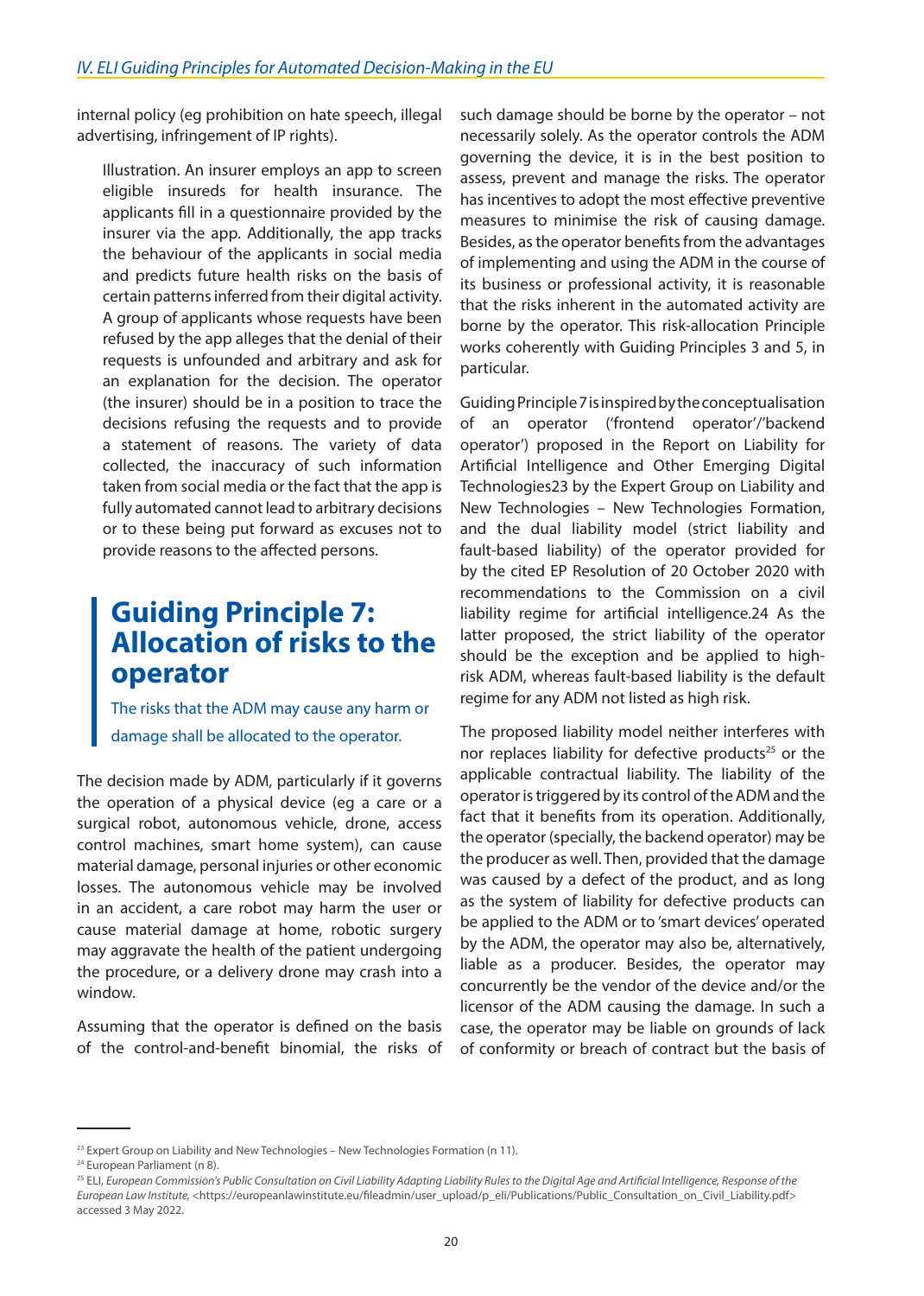internal policy (eg prohibition on hate speech, illegal advertising, infringement of IP rights).

> Illustration. An insurer employs an app to screen eligible insureds for health insurance. The applicants fill in a questionnaire provided by the insurer via the app. Additionally, the app tracks the behaviour of the applicants in social media and predicts future health risks on the basis of certain patterns inferred from their digital activity. A group of applicants whose requests have been refused by the app alleges that the denial of their requests is unfounded and arbitrary and ask for an explanation for the decision. The operator (the insurer) should be in a position to trace the decisions refusing the requests and to provide a statement of reasons. The variety of data collected, the inaccuracy of such information taken from social media or the fact that the app is fully automated cannot lead to arbitrary decisions or to these being put forward as excuses not to provide reasons to the affected persons.

## Guiding Principle 7: Allocation of risks to the operator

The risks that the ADM may cause any harm or damage shall be allocated to the operator.

The decision made by ADM, particularly if it governs the operation of a physical device (eg a care or a surgical robot, autonomous vehicle, drone, access control machines, smart home system), can cause material damage, personal injuries or other economic losses. The autonomous vehicle may be involved in an accident, a care robot may harm the user or cause material damage at home, robotic surgery may aggravate the health of the patient undergoing the procedure, or a delivery drone may crash into a window.

Assuming that the operator is defined on the basis of the control-and-benefit binomial, the risks of such damage should be borne by the operator – not necessarily solely. As the operator controls the ADM governing the device, it is in the best position to assess, prevent and manage the risks. The operator has incentives to adopt the most effective preventive measures to minimise the risk of causing damage. Besides, as the operator benefits from the advantages of implementing and using the ADM in the course of its business or professional activity, it is reasonable that the risks inherent in the automated activity are borne by the operator. This risk-allocation Principle works coherently with Guiding Principles 3 and 5, in particular.

Guiding Principle 7 is inspired by the conceptualisation of an operator ('frontend operator'/'backend operator') proposed in the Report on Liability for Artificial Intelligence and Other Emerging Digital Technologies[23] by the Expert Group on Liability and New Technologies – New Technologies Formation, and the dual liability model (strict liability and fault-based liability) of the operator provided for by the cited EP Resolution of 20 October 2020 with recommendations to the Commission on a civil liability regime for artificial intelligence.[24] As the latter proposed, the strict liability of the operator should be the exception and be applied to high-risk ADM, whereas fault-based liability is the default regime for any ADM not listed as high risk.

The proposed liability model neither interferes with nor replaces liability for defective products[25] or the applicable contractual liability. The liability of the operator is triggered by its control of the ADM and the fact that it benefits from its operation. Additionally, the operator (specially, the backend operator) may be the producer as well. Then, provided that the damage was caused by a defect of the product, and as long as the system of liability for defective products can be applied to the ADM or to 'smart devices' operated by the ADM, the operator may also be, alternatively, liable as a producer. Besides, the operator may concurrently be the vendor of the device and/or the licensor of the ADM causing the damage. In such a case, the operator may be liable on grounds of lack of conformity or breach of contract but the basis of

---

[23] Expert Group on Liability and New Technologies – New Technologies Formation (n 11).

[24] European Parliament (n 8).

[25] ELI, *European Commission's Public Consultation on Civil Liability Adapting Liability Rules to the Digital Age and Artificial Intelligence, Response of the European Law Institute*, <https://europeanlawinstitute.eu/fileadmin/user_upload/p_eli/Publications/Public_Consultation_on_Civil_Liability.pdf> accessed 3 May 2022.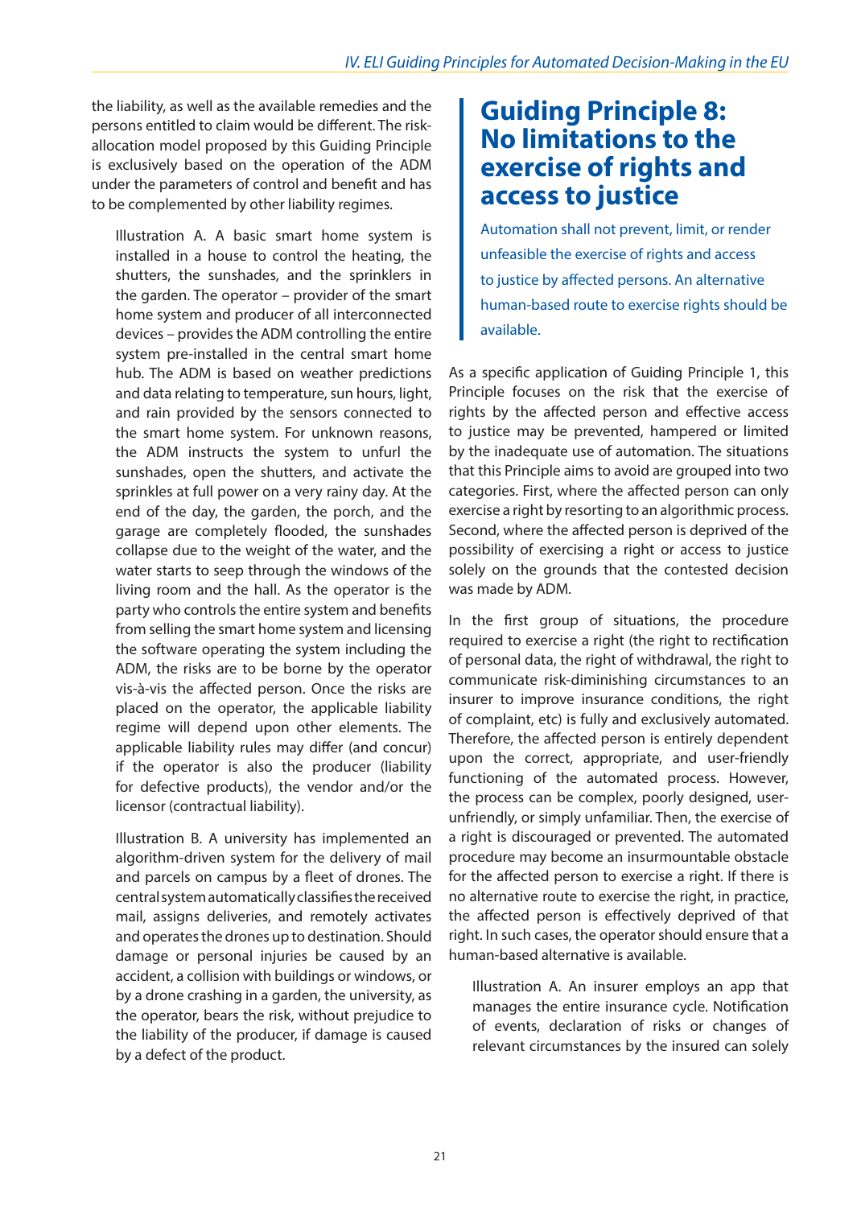the liability, as well as the available remedies and the persons entitled to claim would be different. The risk-allocation model proposed by this Guiding Principle is exclusively based on the operation of the ADM under the parameters of control and benefit and has to be complemented by other liability regimes.

Illustration A. A basic smart home system is installed in a house to control the heating, the shutters, the sunshades, and the sprinklers in the garden. The operator – provider of the smart home system and producer of all interconnected devices – provides the ADM controlling the entire system pre-installed in the central smart home hub. The ADM is based on weather predictions and data relating to temperature, sun hours, light, and rain provided by the sensors connected to the smart home system. For unknown reasons, the ADM instructs the system to unfurl the sunshades, open the shutters, and activate the sprinkles at full power on a very rainy day. At the end of the day, the garden, the porch, and the garage are completely flooded, the sunshades collapse due to the weight of the water, and the water starts to seep through the windows of the living room and the hall. As the operator is the party who controls the entire system and benefits from selling the smart home system and licensing the software operating the system including the ADM, the risks are to be borne by the operator vis-à-vis the affected person. Once the risks are placed on the operator, the applicable liability regime will depend upon other elements. The applicable liability rules may differ (and concur) if the operator is also the producer (liability for defective products), the vendor and/or the licensor (contractual liability).

Illustration B. A university has implemented an algorithm-driven system for the delivery of mail and parcels on campus by a fleet of drones. The central system automatically classifies the received mail, assigns deliveries, and remotely activates and operates the drones up to destination. Should damage or personal injuries be caused by an accident, a collision with buildings or windows, or by a drone crashing in a garden, the university, as the operator, bears the risk, without prejudice to the liability of the producer, if damage is caused by a defect of the product.

## Guiding Principle 8: No limitations to the exercise of rights and access to justice

Automation shall not prevent, limit, or render unfeasible the exercise of rights and access to justice by affected persons. An alternative human-based route to exercise rights should be available.

As a specific application of Guiding Principle 1, this Principle focuses on the risk that the exercise of rights by the affected person and effective access to justice may be prevented, hampered or limited by the inadequate use of automation. The situations that this Principle aims to avoid are grouped into two categories. First, where the affected person can only exercise a right by resorting to an algorithmic process. Second, where the affected person is deprived of the possibility of exercising a right or access to justice solely on the grounds that the contested decision was made by ADM.

In the first group of situations, the procedure required to exercise a right (the right to rectification of personal data, the right of withdrawal, the right to communicate risk-diminishing circumstances to an insurer to improve insurance conditions, the right of complaint, etc) is fully and exclusively automated. Therefore, the affected person is entirely dependent upon the correct, appropriate, and user-friendly functioning of the automated process. However, the process can be complex, poorly designed, user-unfriendly, or simply unfamiliar. Then, the exercise of a right is discouraged or prevented. The automated procedure may become an insurmountable obstacle for the affected person to exercise a right. If there is no alternative route to exercise the right, in practice, the affected person is effectively deprived of that right. In such cases, the operator should ensure that a human-based alternative is available.

Illustration A. An insurer employs an app that manages the entire insurance cycle. Notification of events, declaration of risks or changes of relevant circumstances by the insured can solely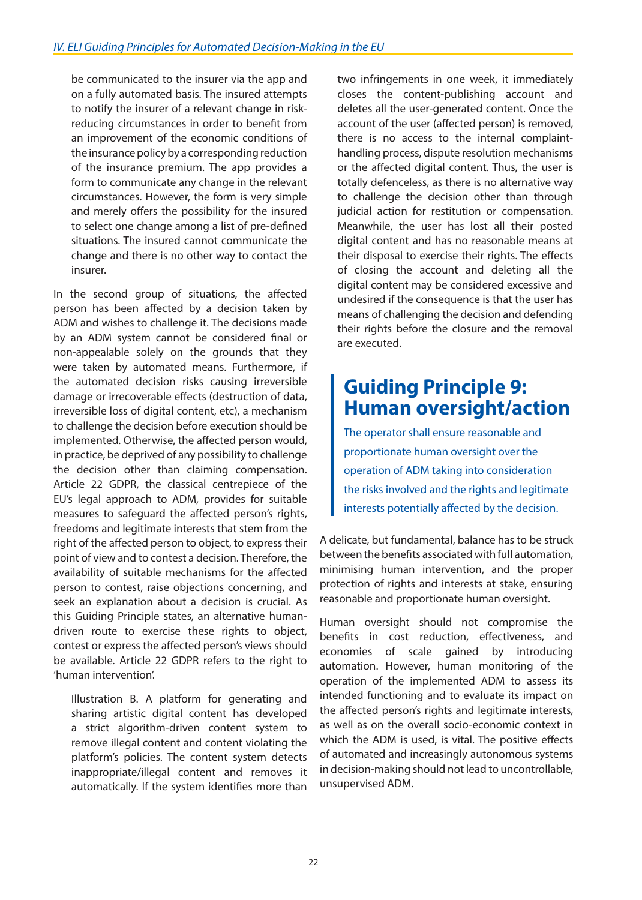be communicated to the insurer via the app and on a fully automated basis. The insured attempts to notify the insurer of a relevant change in risk-reducing circumstances in order to benefit from an improvement of the economic conditions of the insurance policy by a corresponding reduction of the insurance premium. The app provides a form to communicate any change in the relevant circumstances. However, the form is very simple and merely offers the possibility for the insured to select one change among a list of pre-defined situations. The insured cannot communicate the change and there is no other way to contact the insurer.

In the second group of situations, the affected person has been affected by a decision taken by ADM and wishes to challenge it. The decisions made by an ADM system cannot be considered final or non-appealable solely on the grounds that they were taken by automated means. Furthermore, if the automated decision risks causing irreversible damage or irrecoverable effects (destruction of data, irreversible loss of digital content, etc), a mechanism to challenge the decision before execution should be implemented. Otherwise, the affected person would, in practice, be deprived of any possibility to challenge the decision other than claiming compensation. Article 22 GDPR, the classical centrepiece of the EU's legal approach to ADM, provides for suitable measures to safeguard the affected person's rights, freedoms and legitimate interests that stem from the right of the affected person to object, to express their point of view and to contest a decision. Therefore, the availability of suitable mechanisms for the affected person to contest, raise objections concerning, and seek an explanation about a decision is crucial. As this Guiding Principle states, an alternative human-driven route to exercise these rights to object, contest or express the affected person's views should be available. Article 22 GDPR refers to the right to 'human intervention'.

Illustration B. A platform for generating and sharing artistic digital content has developed a strict algorithm-driven content system to remove illegal content and content violating the platform's policies. The content system detects inappropriate/illegal content and removes it automatically. If the system identifies more than two infringements in one week, it immediately closes the content-publishing account and deletes all the user-generated content. Once the account of the user (affected person) is removed, there is no access to the internal complaint-handling process, dispute resolution mechanisms or the affected digital content. Thus, the user is totally defenceless, as there is no alternative way to challenge the decision other than through judicial action for restitution or compensation. Meanwhile, the user has lost all their posted digital content and has no reasonable means at their disposal to exercise their rights. The effects of closing the account and deleting all the digital content may be considered excessive and undesired if the consequence is that the user has means of challenging the decision and defending their rights before the closure and the removal are executed.

## Guiding Principle 9: Human oversight/action

The operator shall ensure reasonable and proportionate human oversight over the operation of ADM taking into consideration the risks involved and the rights and legitimate interests potentially affected by the decision.

A delicate, but fundamental, balance has to be struck between the benefits associated with full automation, minimising human intervention, and the proper protection of rights and interests at stake, ensuring reasonable and proportionate human oversight.

Human oversight should not compromise the benefits in cost reduction, effectiveness, and economies of scale gained by introducing automation. However, human monitoring of the operation of the implemented ADM to assess its intended functioning and to evaluate its impact on the affected person's rights and legitimate interests, as well as on the overall socio-economic context in which the ADM is used, is vital. The positive effects of automated and increasingly autonomous systems in decision-making should not lead to uncontrollable, unsupervised ADM.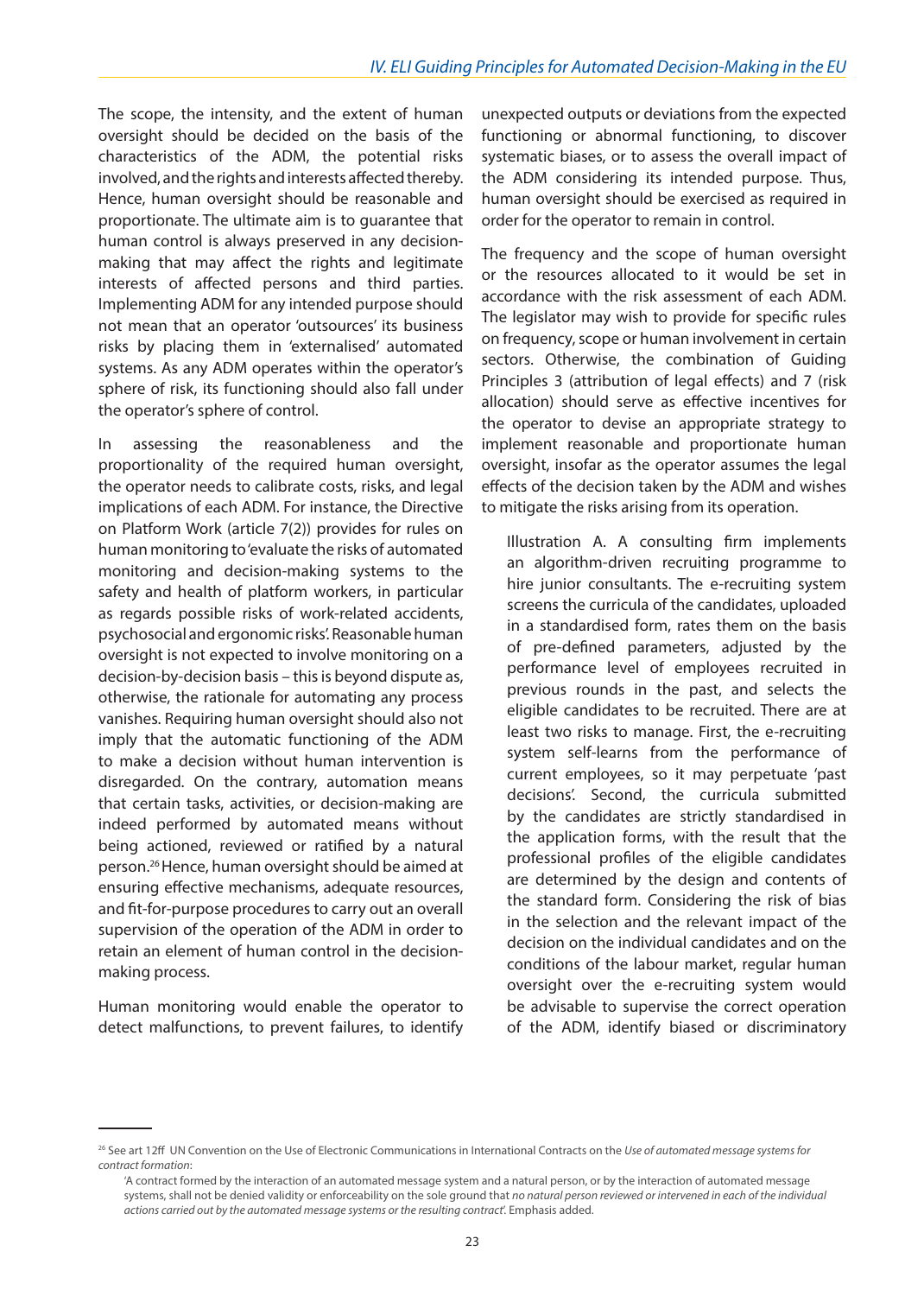The scope, the intensity, and the extent of human oversight should be decided on the basis of the characteristics of the ADM, the potential risks involved, and the rights and interests affected thereby. Hence, human oversight should be reasonable and proportionate. The ultimate aim is to guarantee that human control is always preserved in any decision-making that may affect the rights and legitimate interests of affected persons and third parties. Implementing ADM for any intended purpose should not mean that an operator 'outsources' its business risks by placing them in 'externalised' automated systems. As any ADM operates within the operator's sphere of risk, its functioning should also fall under the operator's sphere of control.

In assessing the reasonableness and the proportionality of the required human oversight, the operator needs to calibrate costs, risks, and legal implications of each ADM. For instance, the Directive on Platform Work (article 7(2)) provides for rules on human monitoring to 'evaluate the risks of automated monitoring and decision-making systems to the safety and health of platform workers, in particular as regards possible risks of work-related accidents, psychosocial and ergonomic risks'. Reasonable human oversight is not expected to involve monitoring on a decision-by-decision basis – this is beyond dispute as, otherwise, the rationale for automating any process vanishes. Requiring human oversight should also not imply that the automatic functioning of the ADM to make a decision without human intervention is disregarded. On the contrary, automation means that certain tasks, activities, or decision-making are indeed performed by automated means without being actioned, reviewed or ratified by a natural person.[26] Hence, human oversight should be aimed at ensuring effective mechanisms, adequate resources, and fit-for-purpose procedures to carry out an overall supervision of the operation of the ADM in order to retain an element of human control in the decision-making process.

Human monitoring would enable the operator to detect malfunctions, to prevent failures, to identify unexpected outputs or deviations from the expected functioning or abnormal functioning, to discover systematic biases, or to assess the overall impact of the ADM considering its intended purpose. Thus, human oversight should be exercised as required in order for the operator to remain in control.

The frequency and the scope of human oversight or the resources allocated to it would be set in accordance with the risk assessment of each ADM. The legislator may wish to provide for specific rules on frequency, scope or human involvement in certain sectors. Otherwise, the combination of Guiding Principles 3 (attribution of legal effects) and 7 (risk allocation) should serve as effective incentives for the operator to devise an appropriate strategy to implement reasonable and proportionate human oversight, insofar as the operator assumes the legal effects of the decision taken by the ADM and wishes to mitigate the risks arising from its operation.

> Illustration A. A consulting firm implements an algorithm-driven recruiting programme to hire junior consultants. The e-recruiting system screens the curricula of the candidates, uploaded in a standardised form, rates them on the basis of pre-defined parameters, adjusted by the performance level of employees recruited in previous rounds in the past, and selects the eligible candidates to be recruited. There are at least two risks to manage. First, the e-recruiting system self-learns from the performance of current employees, so it may perpetuate 'past decisions'. Second, the curricula submitted by the candidates are strictly standardised in the application forms, with the result that the professional profiles of the eligible candidates are determined by the design and contents of the standard form. Considering the risk of bias in the selection and the relevant impact of the decision on the individual candidates and on the conditions of the labour market, regular human oversight over the e-recruiting system would be advisable to supervise the correct operation of the ADM, identify biased or discriminatory

---

[26] See art 12ff UN Convention on the Use of Electronic Communications in International Contracts on the *Use of automated message systems for contract formation*:

'A contract formed by the interaction of an automated message system and a natural person, or by the interaction of automated message systems, shall not be denied validity or enforceability on the sole ground that *no natural person reviewed or intervened in each of the individual actions carried out by the automated message systems or the resulting contract*'. Emphasis added.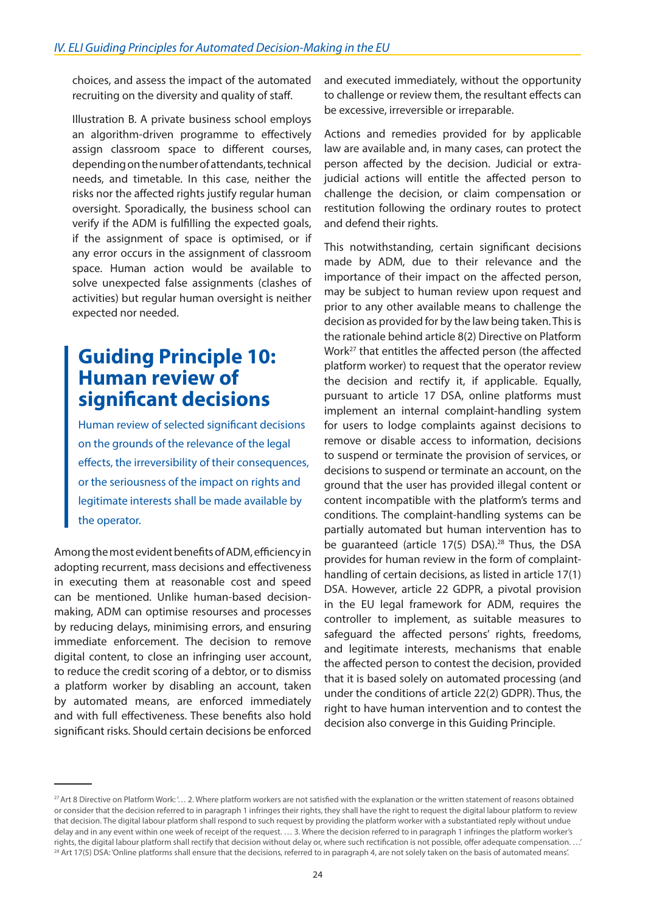choices, and assess the impact of the automated recruiting on the diversity and quality of staff.

Illustration B. A private business school employs an algorithm-driven programme to effectively assign classroom space to different courses, depending on the number of attendants, technical needs, and timetable. In this case, neither the risks nor the affected rights justify regular human oversight. Sporadically, the business school can verify if the ADM is fulfilling the expected goals, if the assignment of space is optimised, or if any error occurs in the assignment of classroom space. Human action would be available to solve unexpected false assignments (clashes of activities) but regular human oversight is neither expected nor needed.

## Guiding Principle 10: Human review of significant decisions

Human review of selected significant decisions on the grounds of the relevance of the legal effects, the irreversibility of their consequences, or the seriousness of the impact on rights and legitimate interests shall be made available by the operator.

Among the most evident benefits of ADM, efficiency in adopting recurrent, mass decisions and effectiveness in executing them at reasonable cost and speed can be mentioned. Unlike human-based decision-making, ADM can optimise resourses and processes by reducing delays, minimising errors, and ensuring immediate enforcement. The decision to remove digital content, to close an infringing user account, to reduce the credit scoring of a debtor, or to dismiss a platform worker by disabling an account, taken by automated means, are enforced immediately and with full effectiveness. These benefits also hold significant risks. Should certain decisions be enforced and executed immediately, without the opportunity to challenge or review them, the resultant effects can be excessive, irreversible or irreparable.

Actions and remedies provided for by applicable law are available and, in many cases, can protect the person affected by the decision. Judicial or extra-judicial actions will entitle the affected person to challenge the decision, or claim compensation or restitution following the ordinary routes to protect and defend their rights.

This notwithstanding, certain significant decisions made by ADM, due to their relevance and the importance of their impact on the affected person, may be subject to human review upon request and prior to any other available means to challenge the decision as provided for by the law being taken. This is the rationale behind article 8(2) Directive on Platform Work[27] that entitles the affected person (the affected platform worker) to request that the operator review the decision and rectify it, if applicable. Equally, pursuant to article 17 DSA, online platforms must implement an internal complaint-handling system for users to lodge complaints against decisions to remove or disable access to information, decisions to suspend or terminate the provision of services, or decisions to suspend or terminate an account, on the ground that the user has provided illegal content or content incompatible with the platform's terms and conditions. The complaint-handling systems can be partially automated but human intervention has to be guaranteed (article 17(5) DSA).[28] Thus, the DSA provides for human review in the form of complaint-handling of certain decisions, as listed in article 17(1) DSA. However, article 22 GDPR, a pivotal provision in the EU legal framework for ADM, requires the controller to implement, as suitable measures to safeguard the affected persons' rights, freedoms, and legitimate interests, mechanisms that enable the affected person to contest the decision, provided that it is based solely on automated processing (and under the conditions of article 22(2) GDPR). Thus, the right to have human intervention and to contest the decision also converge in this Guiding Principle.

---

[27] Art 8 Directive on Platform Work: '… 2. Where platform workers are not satisfied with the explanation or the written statement of reasons obtained or consider that the decision referred to in paragraph 1 infringes their rights, they shall have the right to request the digital labour platform to review that decision. The digital labour platform shall respond to such request by providing the platform worker with a substantiated reply without undue delay and in any event within one week of receipt of the request. … 3. Where the decision referred to in paragraph 1 infringes the platform worker's rights, the digital labour platform shall rectify that decision without delay or, where such rectification is not possible, offer adequate compensation. …'

[28] Art 17(5) DSA: 'Online platforms shall ensure that the decisions, referred to in paragraph 4, are not solely taken on the basis of automated means'.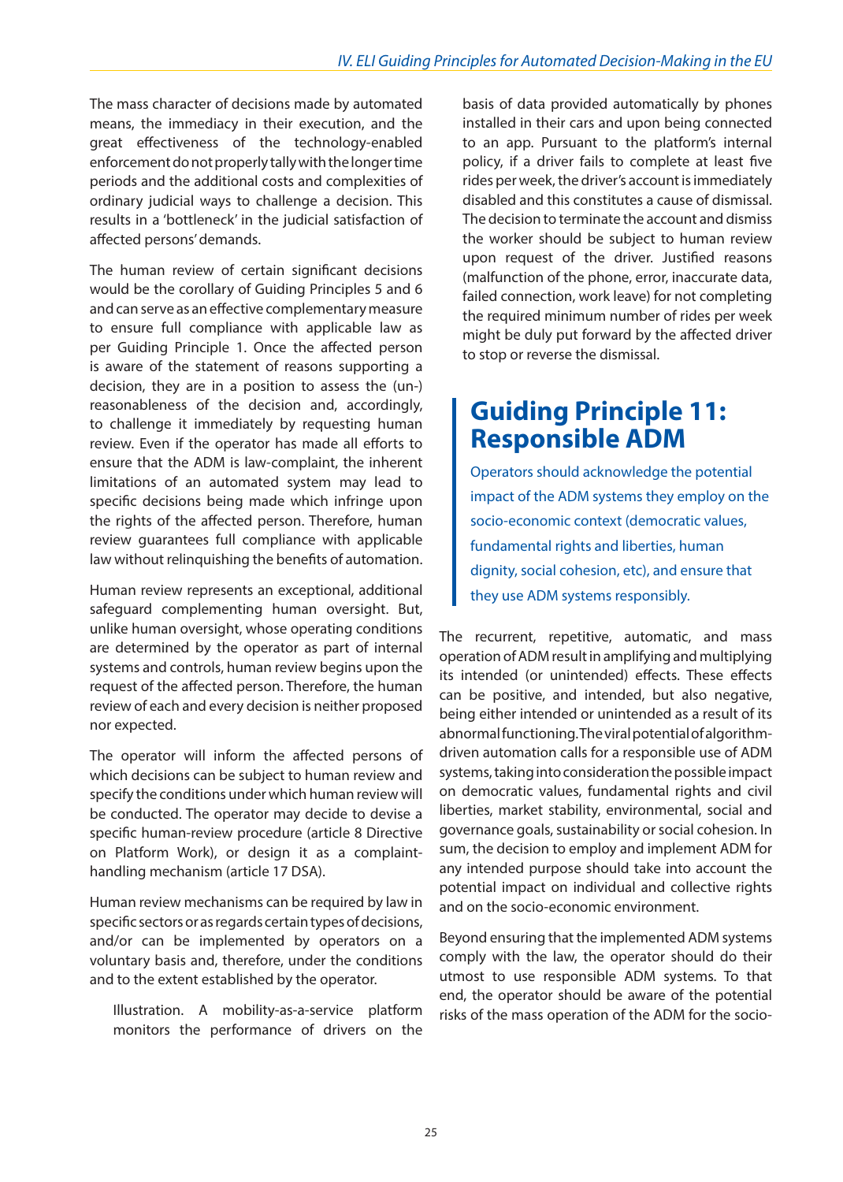The mass character of decisions made by automated means, the immediacy in their execution, and the great effectiveness of the technology-enabled enforcement do not properly tally with the longer time periods and the additional costs and complexities of ordinary judicial ways to challenge a decision. This results in a 'bottleneck' in the judicial satisfaction of affected persons' demands.

The human review of certain significant decisions would be the corollary of Guiding Principles 5 and 6 and can serve as an effective complementary measure to ensure full compliance with applicable law as per Guiding Principle 1. Once the affected person is aware of the statement of reasons supporting a decision, they are in a position to assess the (un-) reasonableness of the decision and, accordingly, to challenge it immediately by requesting human review. Even if the operator has made all efforts to ensure that the ADM is law-complaint, the inherent limitations of an automated system may lead to specific decisions being made which infringe upon the rights of the affected person. Therefore, human review guarantees full compliance with applicable law without relinquishing the benefits of automation.

Human review represents an exceptional, additional safeguard complementing human oversight. But, unlike human oversight, whose operating conditions are determined by the operator as part of internal systems and controls, human review begins upon the request of the affected person. Therefore, the human review of each and every decision is neither proposed nor expected.

The operator will inform the affected persons of which decisions can be subject to human review and specify the conditions under which human review will be conducted. The operator may decide to devise a specific human-review procedure (article 8 Directive on Platform Work), or design it as a complaint-handling mechanism (article 17 DSA).

Human review mechanisms can be required by law in specific sectors or as regards certain types of decisions, and/or can be implemented by operators on a voluntary basis and, therefore, under the conditions and to the extent established by the operator.

> Illustration. A mobility-as-a-service platform monitors the performance of drivers on the basis of data provided automatically by phones installed in their cars and upon being connected to an app. Pursuant to the platform's internal policy, if a driver fails to complete at least five rides per week, the driver's account is immediately disabled and this constitutes a cause of dismissal. The decision to terminate the account and dismiss the worker should be subject to human review upon request of the driver. Justified reasons (malfunction of the phone, error, inaccurate data, failed connection, work leave) for not completing the required minimum number of rides per week might be duly put forward by the affected driver to stop or reverse the dismissal.

## Guiding Principle 11: Responsible ADM

Operators should acknowledge the potential impact of the ADM systems they employ on the socio-economic context (democratic values, fundamental rights and liberties, human dignity, social cohesion, etc), and ensure that they use ADM systems responsibly.

The recurrent, repetitive, automatic, and mass operation of ADM result in amplifying and multiplying its intended (or unintended) effects. These effects can be positive, and intended, but also negative, being either intended or unintended as a result of its abnormal functioning. The viral potential of algorithm-driven automation calls for a responsible use of ADM systems, taking into consideration the possible impact on democratic values, fundamental rights and civil liberties, market stability, environmental, social and governance goals, sustainability or social cohesion. In sum, the decision to employ and implement ADM for any intended purpose should take into account the potential impact on individual and collective rights and on the socio-economic environment.

Beyond ensuring that the implemented ADM systems comply with the law, the operator should do their utmost to use responsible ADM systems. To that end, the operator should be aware of the potential risks of the mass operation of the ADM for the socio-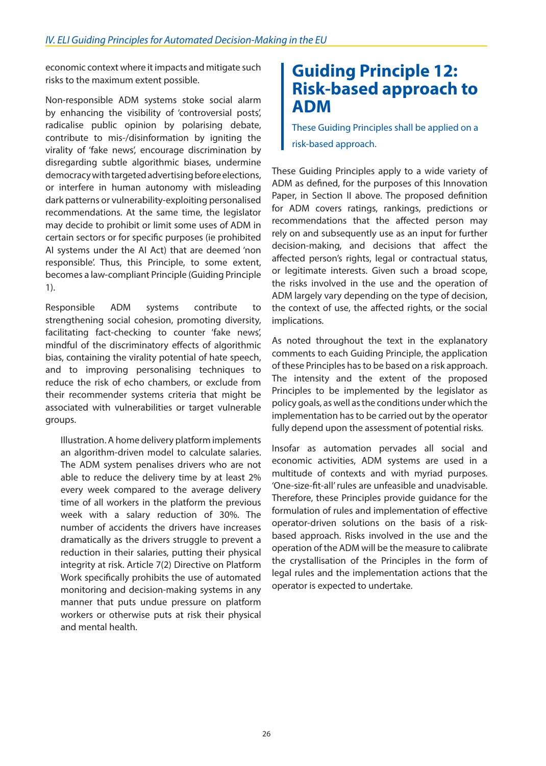economic context where it impacts and mitigate such risks to the maximum extent possible.

Non-responsible ADM systems stoke social alarm by enhancing the visibility of 'controversial posts', radicalise public opinion by polarising debate, contribute to mis-/disinformation by igniting the virality of 'fake news', encourage discrimination by disregarding subtle algorithmic biases, undermine democracy with targeted advertising before elections, or interfere in human autonomy with misleading dark patterns or vulnerability-exploiting personalised recommendations. At the same time, the legislator may decide to prohibit or limit some uses of ADM in certain sectors or for specific purposes (ie prohibited AI systems under the AI Act) that are deemed 'non responsible'. Thus, this Principle, to some extent, becomes a law-compliant Principle (Guiding Principle 1).

Responsible ADM systems contribute to strengthening social cohesion, promoting diversity, facilitating fact-checking to counter 'fake news', mindful of the discriminatory effects of algorithmic bias, containing the virality potential of hate speech, and to improving personalising techniques to reduce the risk of echo chambers, or exclude from their recommender systems criteria that might be associated with vulnerabilities or target vulnerable groups.

> Illustration. A home delivery platform implements an algorithm-driven model to calculate salaries. The ADM system penalises drivers who are not able to reduce the delivery time by at least 2% every week compared to the average delivery time of all workers in the platform the previous week with a salary reduction of 30%. The number of accidents the drivers have increases dramatically as the drivers struggle to prevent a reduction in their salaries, putting their physical integrity at risk. Article 7(2) Directive on Platform Work specifically prohibits the use of automated monitoring and decision-making systems in any manner that puts undue pressure on platform workers or otherwise puts at risk their physical and mental health.

## Guiding Principle 12: Risk-based approach to ADM

These Guiding Principles shall be applied on a risk-based approach.

These Guiding Principles apply to a wide variety of ADM as defined, for the purposes of this Innovation Paper, in Section II above. The proposed definition for ADM covers ratings, rankings, predictions or recommendations that the affected person may rely on and subsequently use as an input for further decision-making, and decisions that affect the affected person's rights, legal or contractual status, or legitimate interests. Given such a broad scope, the risks involved in the use and the operation of ADM largely vary depending on the type of decision, the context of use, the affected rights, or the social implications.

As noted throughout the text in the explanatory comments to each Guiding Principle, the application of these Principles has to be based on a risk approach. The intensity and the extent of the proposed Principles to be implemented by the legislator as policy goals, as well as the conditions under which the implementation has to be carried out by the operator fully depend upon the assessment of potential risks.

Insofar as automation pervades all social and economic activities, ADM systems are used in a multitude of contexts and with myriad purposes. 'One-size-fit-all' rules are unfeasible and unadvisable. Therefore, these Principles provide guidance for the formulation of rules and implementation of effective operator-driven solutions on the basis of a risk-based approach. Risks involved in the use and the operation of the ADM will be the measure to calibrate the crystallisation of the Principles in the form of the legal rules and the implementation actions that the operator is expected to undertake.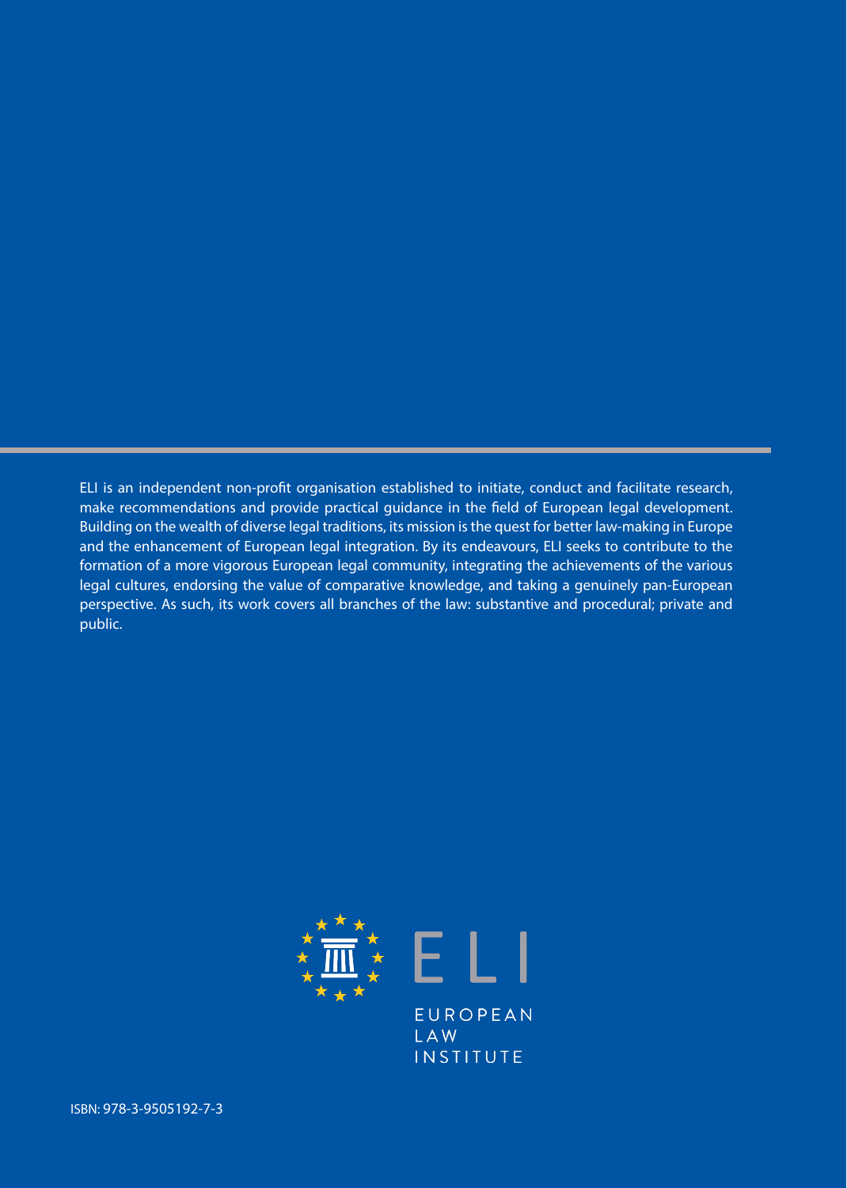ELI is an independent non-profit organisation established to initiate, conduct and facilitate research, make recommendations and provide practical guidance in the field of European legal development. Building on the wealth of diverse legal traditions, its mission is the quest for better law-making in Europe and the enhancement of European legal integration. By its endeavours, ELI seeks to contribute to the formation of a more vigorous European legal community, integrating the achievements of the various legal cultures, endorsing the value of comparative knowledge, and taking a genuinely pan-European perspective. As such, its work covers all branches of the law: substantive and procedural; private and public.

ELI

EUROPEAN
LAW
INSTITUTE

ISBN: 978-3-9505192-7-3